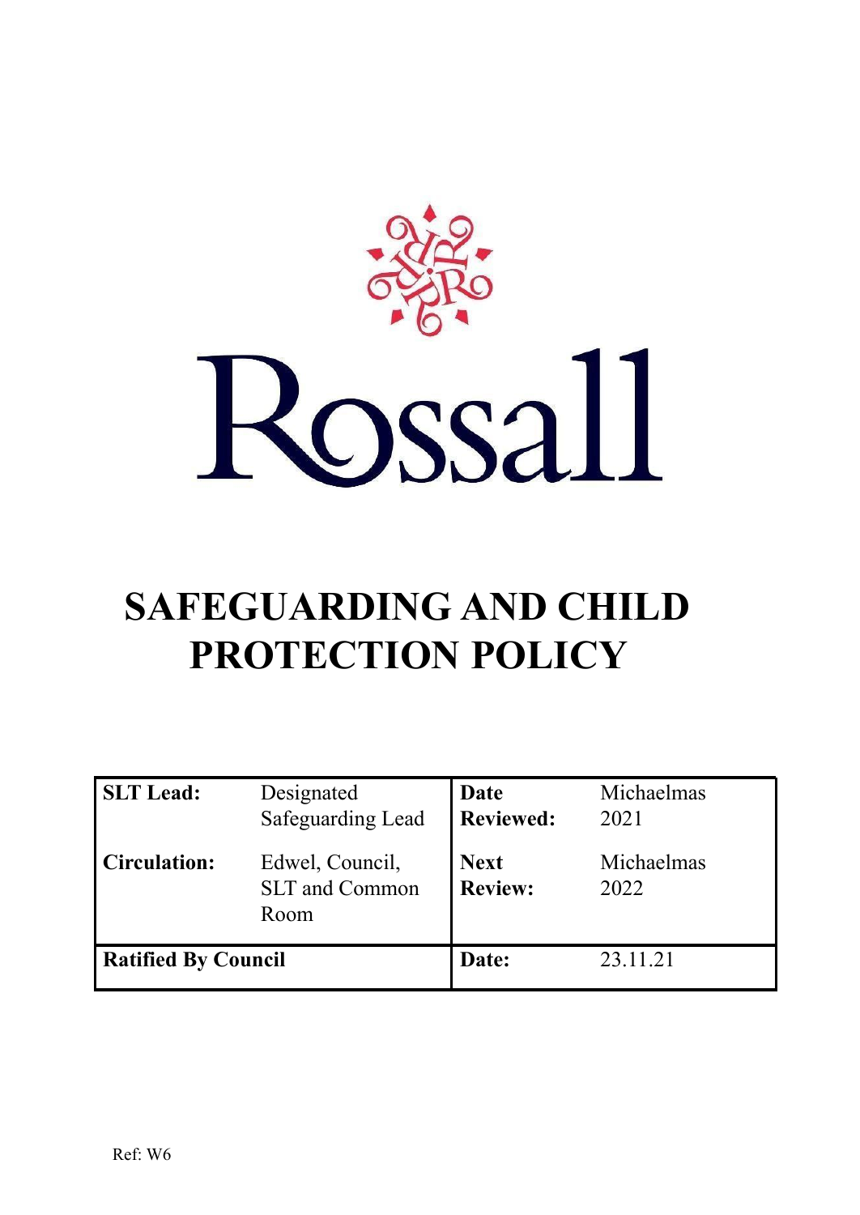Rossall

# SAFEGUARDING AND CHILD PROTECTION POLICY

| **SLT Lead:** | Designated Safeguarding Lead | **Date Reviewed:** | Michaelmas 2021 |
|---|---|---|---|
| **Circulation:** | Edwel, Council, SLT and Common Room | **Next Review:** | Michaelmas 2022 |
| **Ratified By Council** | | **Date:** | 23.11.21 |

Ref: W6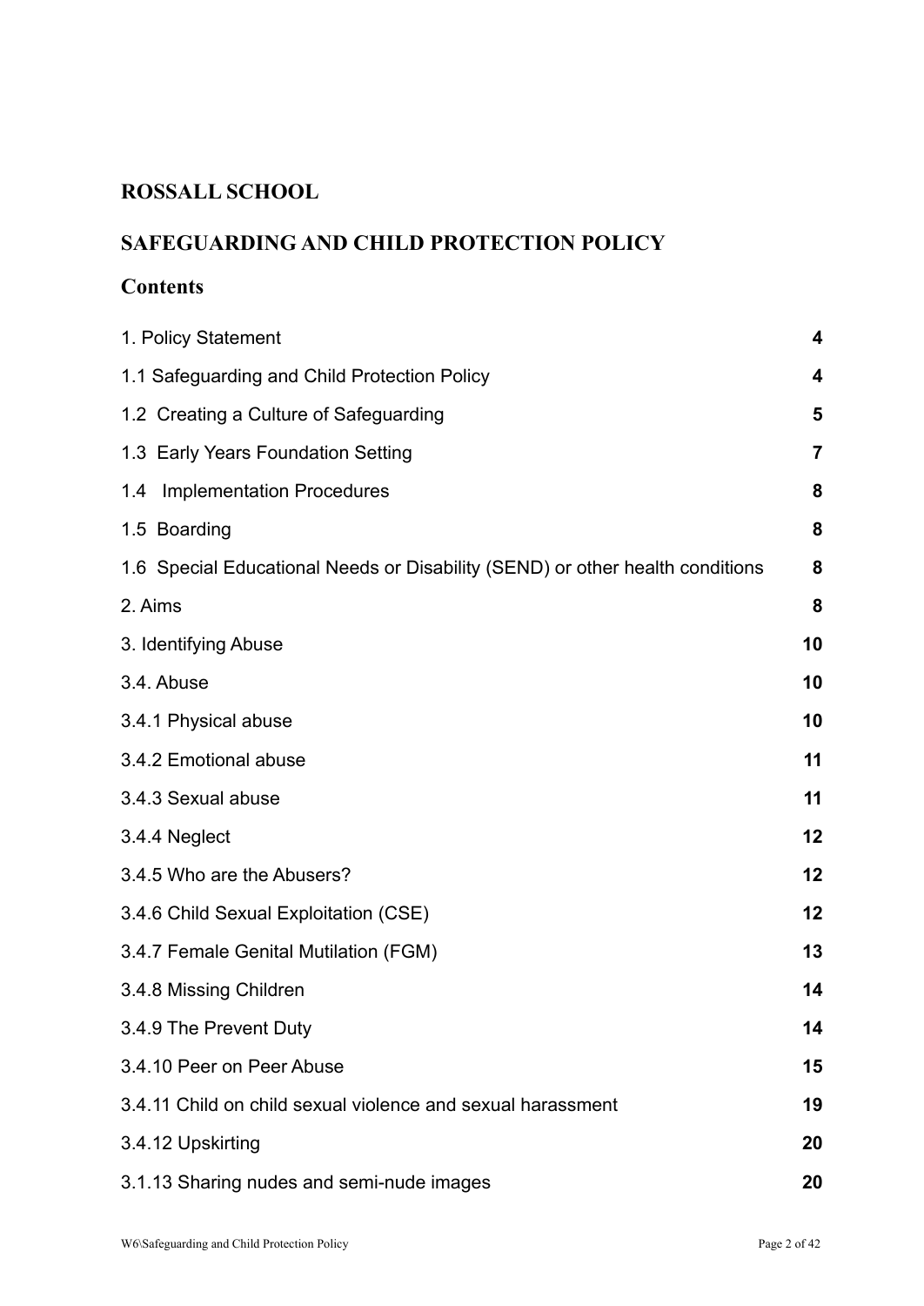# ROSSALL SCHOOL

## SAFEGUARDING AND CHILD PROTECTION POLICY

### Contents

| | |
|---|---|
| 1. Policy Statement | **4** |
| 1.1 Safeguarding and Child Protection Policy | **4** |
| 1.2 Creating a Culture of Safeguarding | **5** |
| 1.3 Early Years Foundation Setting | **7** |
| 1.4 Implementation Procedures | **8** |
| 1.5 Boarding | **8** |
| 1.6 Special Educational Needs or Disability (SEND) or other health conditions | **8** |
| 2. Aims | **8** |
| 3. Identifying Abuse | **10** |
| 3.4. Abuse | **10** |
| 3.4.1 Physical abuse | **10** |
| 3.4.2 Emotional abuse | **11** |
| 3.4.3 Sexual abuse | **11** |
| 3.4.4 Neglect | **12** |
| 3.4.5 Who are the Abusers? | **12** |
| 3.4.6 Child Sexual Exploitation (CSE) | **12** |
| 3.4.7 Female Genital Mutilation (FGM) | **13** |
| 3.4.8 Missing Children | **14** |
| 3.4.9 The Prevent Duty | **14** |
| 3.4.10 Peer on Peer Abuse | **15** |
| 3.4.11 Child on child sexual violence and sexual harassment | **19** |
| 3.4.12 Upskirting | **20** |
| 3.1.13 Sharing nudes and semi-nude images | **20** |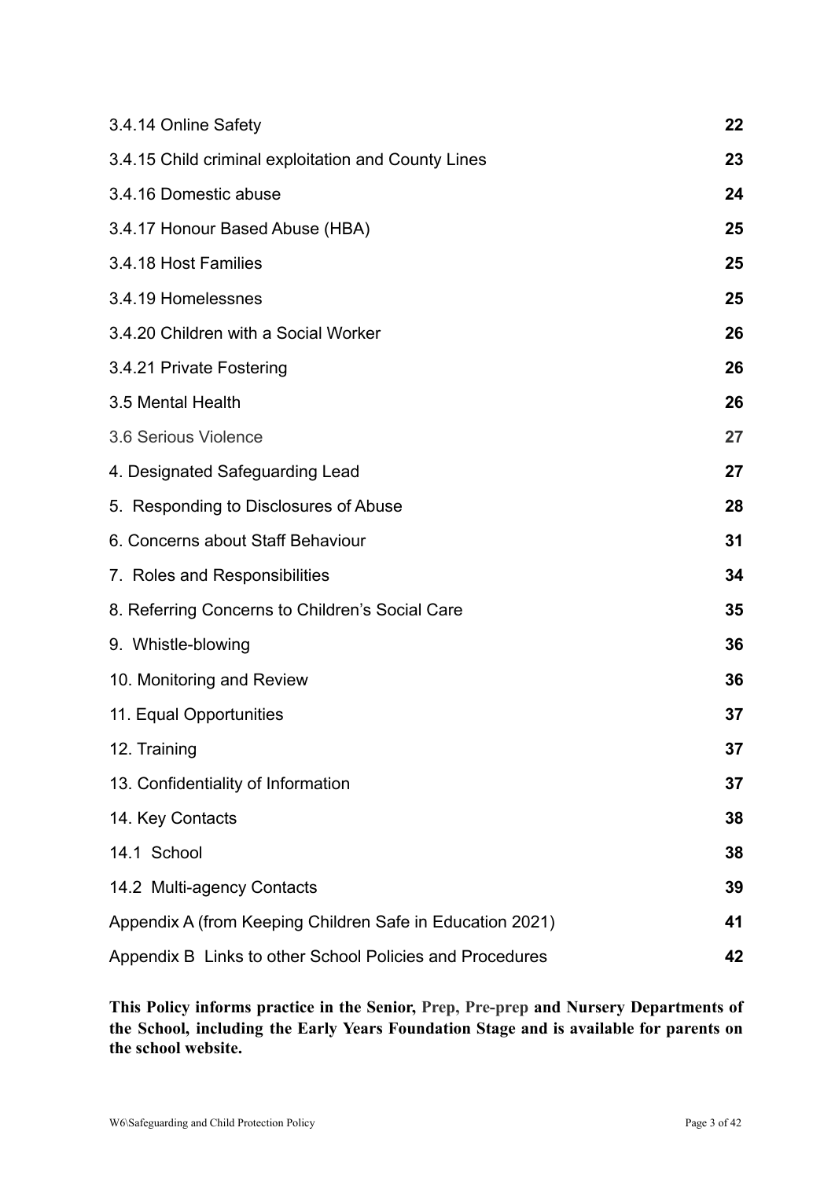| | |
|---|---|
| 3.4.14 Online Safety | 22 |
| 3.4.15 Child criminal exploitation and County Lines | 23 |
| 3.4.16 Domestic abuse | 24 |
| 3.4.17 Honour Based Abuse (HBA) | 25 |
| 3.4.18 Host Families | 25 |
| 3.4.19 Homelessnes | 25 |
| 3.4.20 Children with a Social Worker | 26 |
| 3.4.21 Private Fostering | 26 |
| 3.5 Mental Health | 26 |
| 3.6 Serious Violence | 27 |
| 4. Designated Safeguarding Lead | 27 |
| 5. Responding to Disclosures of Abuse | 28 |
| 6. Concerns about Staff Behaviour | 31 |
| 7. Roles and Responsibilities | 34 |
| 8. Referring Concerns to Children's Social Care | 35 |
| 9. Whistle-blowing | 36 |
| 10. Monitoring and Review | 36 |
| 11. Equal Opportunities | 37 |
| 12. Training | 37 |
| 13. Confidentiality of Information | 37 |
| 14. Key Contacts | 38 |
| 14.1 School | 38 |
| 14.2 Multi-agency Contacts | 39 |
| Appendix A (from Keeping Children Safe in Education 2021) | 41 |
| Appendix B Links to other School Policies and Procedures | 42 |

**This Policy informs practice in the Senior, Prep, Pre-prep and Nursery Departments of the School, including the Early Years Foundation Stage and is available for parents on the school website.**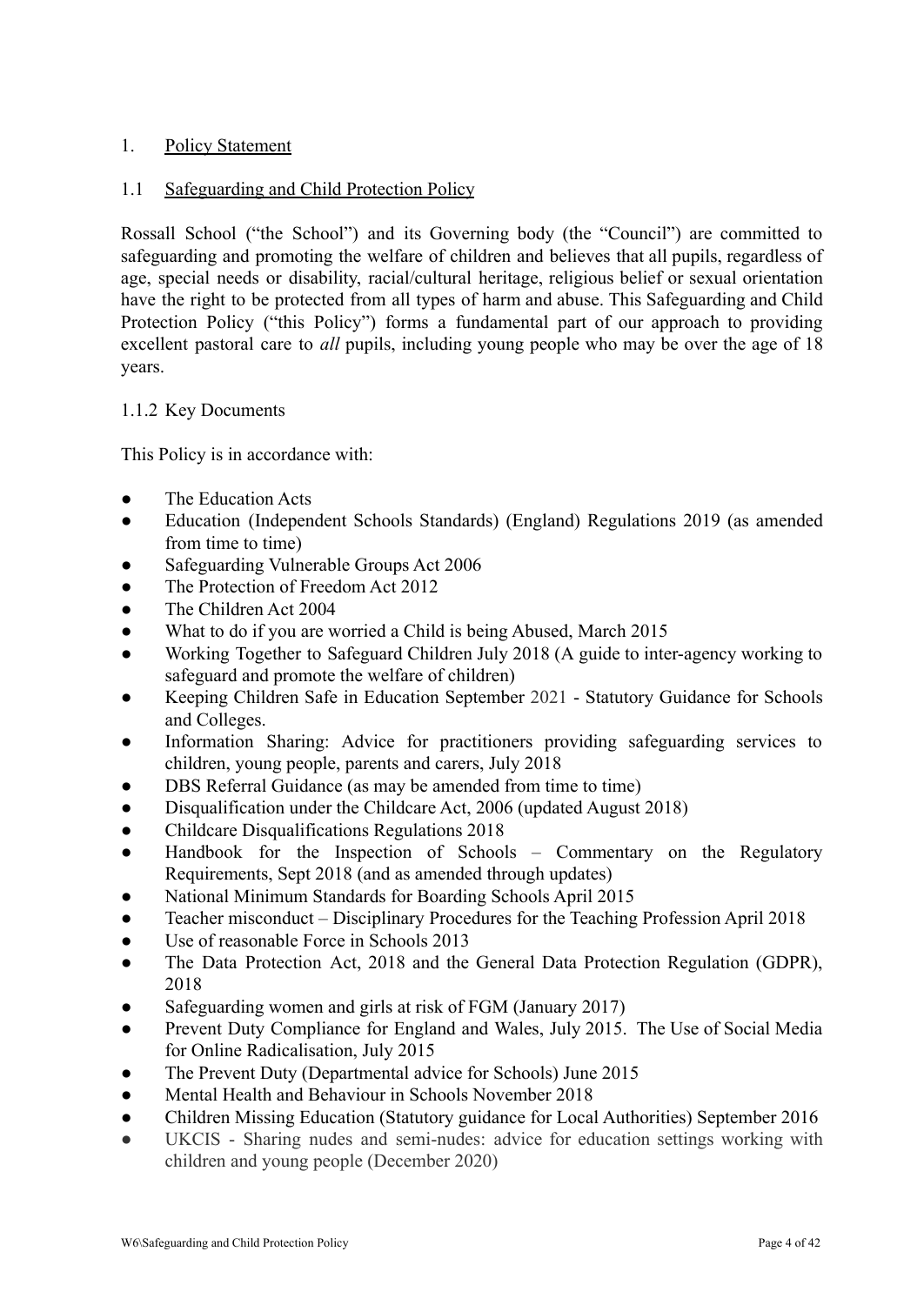1. Policy Statement

1.1 Safeguarding and Child Protection Policy

Rossall School ("the School") and its Governing body (the "Council") are committed to safeguarding and promoting the welfare of children and believes that all pupils, regardless of age, special needs or disability, racial/cultural heritage, religious belief or sexual orientation have the right to be protected from all types of harm and abuse. This Safeguarding and Child Protection Policy ("this Policy") forms a fundamental part of our approach to providing excellent pastoral care to *all* pupils, including young people who may be over the age of 18 years.

1.1.2 Key Documents

This Policy is in accordance with:

- The Education Acts
- Education (Independent Schools Standards) (England) Regulations 2019 (as amended from time to time)
- Safeguarding Vulnerable Groups Act 2006
- The Protection of Freedom Act 2012
- The Children Act 2004
- What to do if you are worried a Child is being Abused, March 2015
- Working Together to Safeguard Children July 2018 (A guide to inter-agency working to safeguard and promote the welfare of children)
- Keeping Children Safe in Education September 2021 - Statutory Guidance for Schools and Colleges.
- Information Sharing: Advice for practitioners providing safeguarding services to children, young people, parents and carers, July 2018
- DBS Referral Guidance (as may be amended from time to time)
- Disqualification under the Childcare Act, 2006 (updated August 2018)
- Childcare Disqualifications Regulations 2018
- Handbook for the Inspection of Schools – Commentary on the Regulatory Requirements, Sept 2018 (and as amended through updates)
- National Minimum Standards for Boarding Schools April 2015
- Teacher misconduct – Disciplinary Procedures for the Teaching Profession April 2018
- Use of reasonable Force in Schools 2013
- The Data Protection Act, 2018 and the General Data Protection Regulation (GDPR), 2018
- Safeguarding women and girls at risk of FGM (January 2017)
- Prevent Duty Compliance for England and Wales, July 2015. The Use of Social Media for Online Radicalisation, July 2015
- The Prevent Duty (Departmental advice for Schools) June 2015
- Mental Health and Behaviour in Schools November 2018
- Children Missing Education (Statutory guidance for Local Authorities) September 2016
- UKCIS - Sharing nudes and semi-nudes: advice for education settings working with children and young people (December 2020)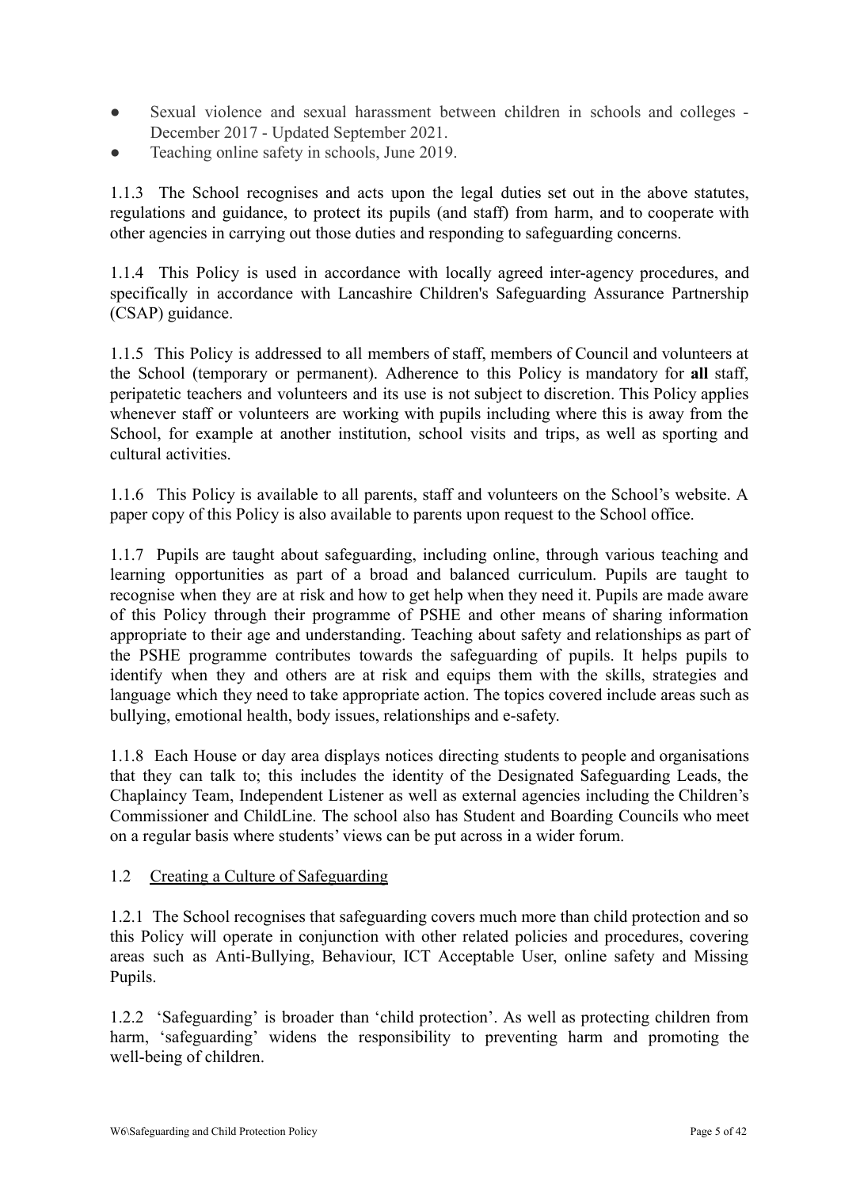- Sexual violence and sexual harassment between children in schools and colleges - December 2017 - Updated September 2021.
- Teaching online safety in schools, June 2019.

1.1.3 The School recognises and acts upon the legal duties set out in the above statutes, regulations and guidance, to protect its pupils (and staff) from harm, and to cooperate with other agencies in carrying out those duties and responding to safeguarding concerns.

1.1.4 This Policy is used in accordance with locally agreed inter-agency procedures, and specifically in accordance with Lancashire Children's Safeguarding Assurance Partnership (CSAP) guidance.

1.1.5 This Policy is addressed to all members of staff, members of Council and volunteers at the School (temporary or permanent). Adherence to this Policy is mandatory for **all** staff, peripatetic teachers and volunteers and its use is not subject to discretion. This Policy applies whenever staff or volunteers are working with pupils including where this is away from the School, for example at another institution, school visits and trips, as well as sporting and cultural activities.

1.1.6 This Policy is available to all parents, staff and volunteers on the School's website. A paper copy of this Policy is also available to parents upon request to the School office.

1.1.7 Pupils are taught about safeguarding, including online, through various teaching and learning opportunities as part of a broad and balanced curriculum. Pupils are taught to recognise when they are at risk and how to get help when they need it. Pupils are made aware of this Policy through their programme of PSHE and other means of sharing information appropriate to their age and understanding. Teaching about safety and relationships as part of the PSHE programme contributes towards the safeguarding of pupils. It helps pupils to identify when they and others are at risk and equips them with the skills, strategies and language which they need to take appropriate action. The topics covered include areas such as bullying, emotional health, body issues, relationships and e-safety.

1.1.8 Each House or day area displays notices directing students to people and organisations that they can talk to; this includes the identity of the Designated Safeguarding Leads, the Chaplaincy Team, Independent Listener as well as external agencies including the Children's Commissioner and ChildLine. The school also has Student and Boarding Councils who meet on a regular basis where students' views can be put across in a wider forum.

### 1.2 Creating a Culture of Safeguarding

1.2.1 The School recognises that safeguarding covers much more than child protection and so this Policy will operate in conjunction with other related policies and procedures, covering areas such as Anti-Bullying, Behaviour, ICT Acceptable User, online safety and Missing Pupils.

1.2.2 'Safeguarding' is broader than 'child protection'. As well as protecting children from harm, 'safeguarding' widens the responsibility to preventing harm and promoting the well-being of children.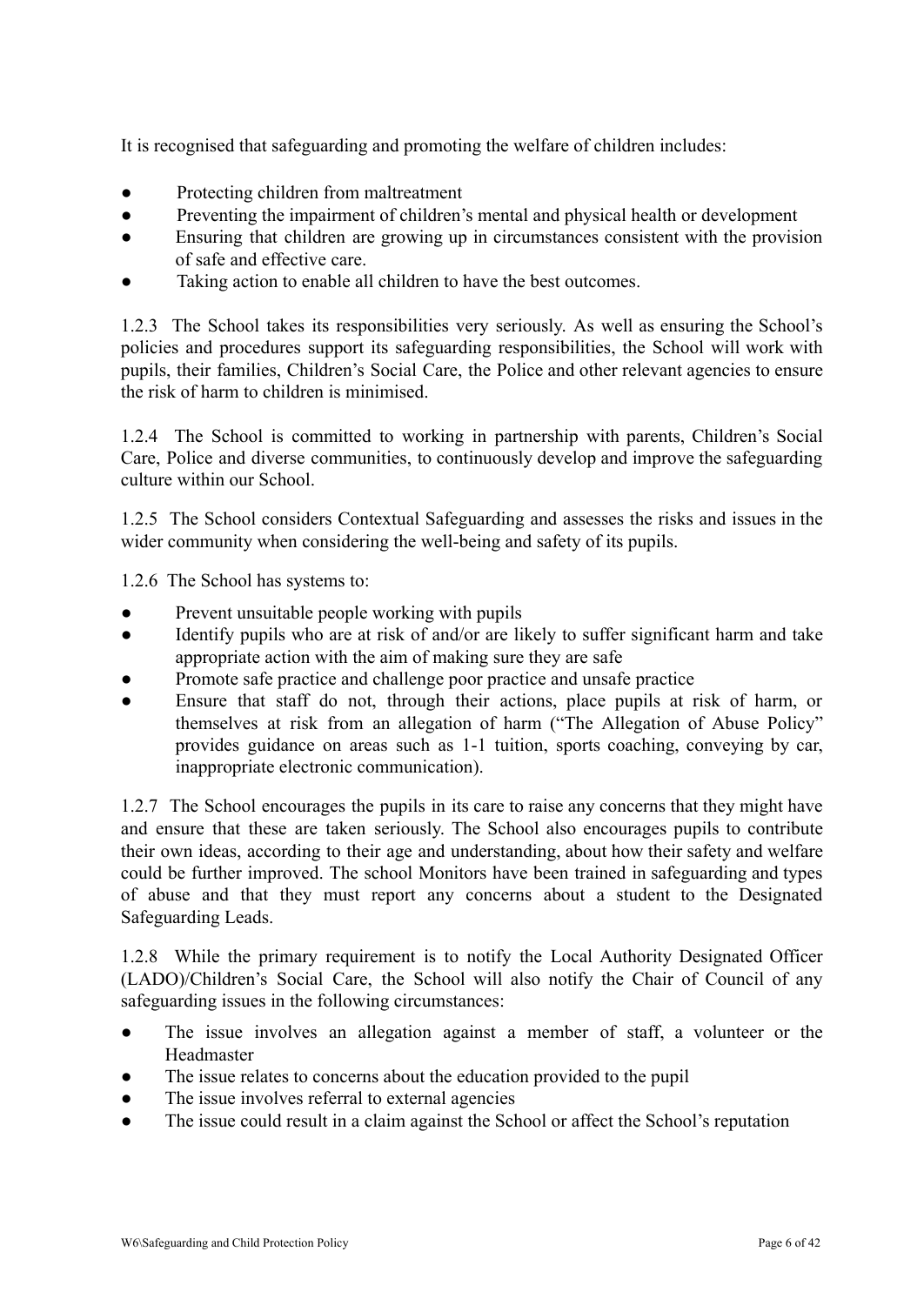It is recognised that safeguarding and promoting the welfare of children includes:

- Protecting children from maltreatment
- Preventing the impairment of children's mental and physical health or development
- Ensuring that children are growing up in circumstances consistent with the provision of safe and effective care.
- Taking action to enable all children to have the best outcomes.

1.2.3 The School takes its responsibilities very seriously. As well as ensuring the School's policies and procedures support its safeguarding responsibilities, the School will work with pupils, their families, Children's Social Care, the Police and other relevant agencies to ensure the risk of harm to children is minimised.

1.2.4 The School is committed to working in partnership with parents, Children's Social Care, Police and diverse communities, to continuously develop and improve the safeguarding culture within our School.

1.2.5 The School considers Contextual Safeguarding and assesses the risks and issues in the wider community when considering the well-being and safety of its pupils.

1.2.6 The School has systems to:

- Prevent unsuitable people working with pupils
- Identify pupils who are at risk of and/or are likely to suffer significant harm and take appropriate action with the aim of making sure they are safe
- Promote safe practice and challenge poor practice and unsafe practice
- Ensure that staff do not, through their actions, place pupils at risk of harm, or themselves at risk from an allegation of harm ("The Allegation of Abuse Policy" provides guidance on areas such as 1-1 tuition, sports coaching, conveying by car, inappropriate electronic communication).

1.2.7 The School encourages the pupils in its care to raise any concerns that they might have and ensure that these are taken seriously. The School also encourages pupils to contribute their own ideas, according to their age and understanding, about how their safety and welfare could be further improved. The school Monitors have been trained in safeguarding and types of abuse and that they must report any concerns about a student to the Designated Safeguarding Leads.

1.2.8 While the primary requirement is to notify the Local Authority Designated Officer (LADO)/Children's Social Care, the School will also notify the Chair of Council of any safeguarding issues in the following circumstances:

- The issue involves an allegation against a member of staff, a volunteer or the Headmaster
- The issue relates to concerns about the education provided to the pupil
- The issue involves referral to external agencies
- The issue could result in a claim against the School or affect the School's reputation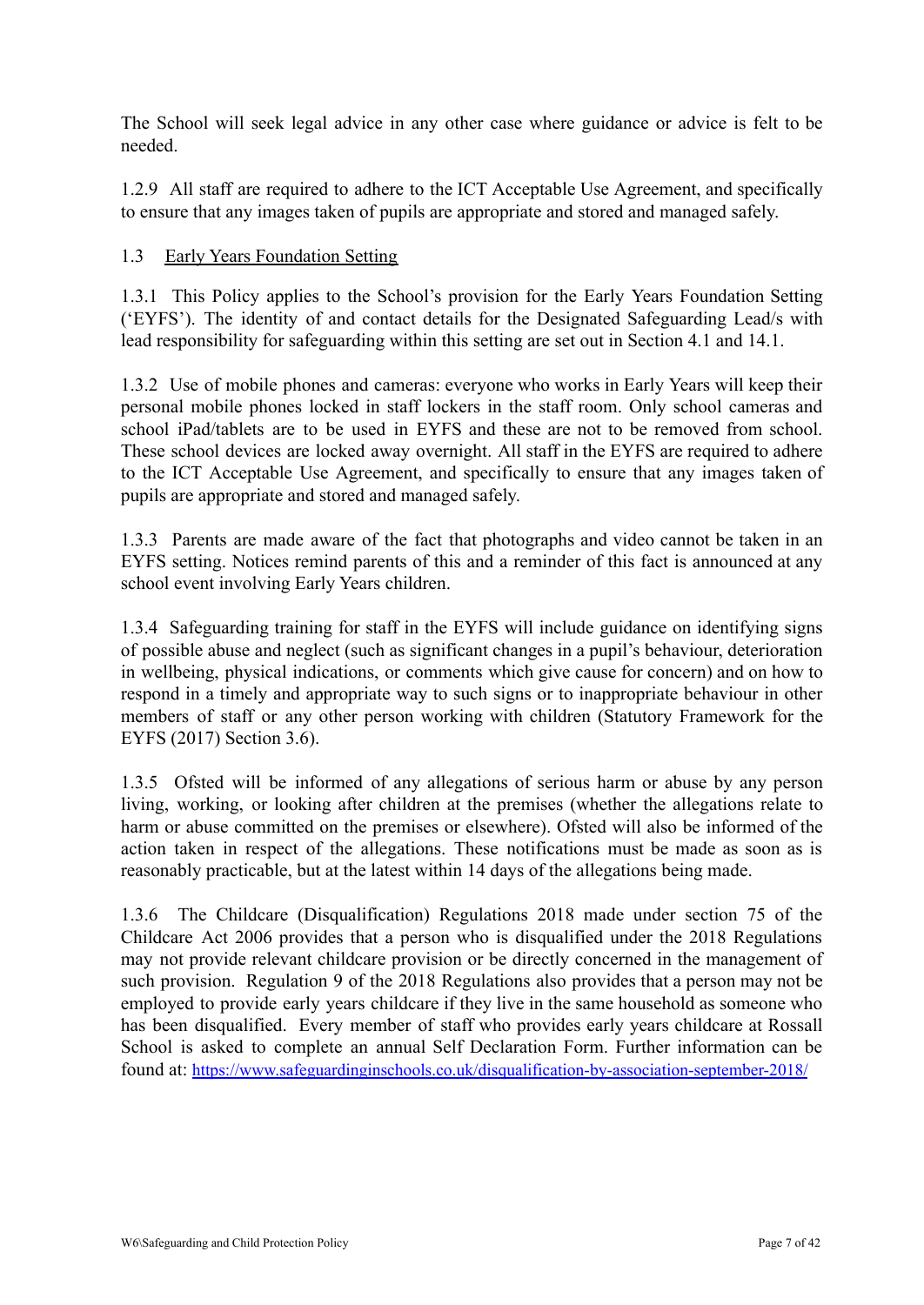The School will seek legal advice in any other case where guidance or advice is felt to be needed.

1.2.9 All staff are required to adhere to the ICT Acceptable Use Agreement, and specifically to ensure that any images taken of pupils are appropriate and stored and managed safely.

1.3 Early Years Foundation Setting

1.3.1 This Policy applies to the School's provision for the Early Years Foundation Setting ('EYFS'). The identity of and contact details for the Designated Safeguarding Lead/s with lead responsibility for safeguarding within this setting are set out in Section 4.1 and 14.1.

1.3.2 Use of mobile phones and cameras: everyone who works in Early Years will keep their personal mobile phones locked in staff lockers in the staff room. Only school cameras and school iPad/tablets are to be used in EYFS and these are not to be removed from school. These school devices are locked away overnight. All staff in the EYFS are required to adhere to the ICT Acceptable Use Agreement, and specifically to ensure that any images taken of pupils are appropriate and stored and managed safely.

1.3.3 Parents are made aware of the fact that photographs and video cannot be taken in an EYFS setting. Notices remind parents of this and a reminder of this fact is announced at any school event involving Early Years children.

1.3.4 Safeguarding training for staff in the EYFS will include guidance on identifying signs of possible abuse and neglect (such as significant changes in a pupil's behaviour, deterioration in wellbeing, physical indications, or comments which give cause for concern) and on how to respond in a timely and appropriate way to such signs or to inappropriate behaviour in other members of staff or any other person working with children (Statutory Framework for the EYFS (2017) Section 3.6).

1.3.5 Ofsted will be informed of any allegations of serious harm or abuse by any person living, working, or looking after children at the premises (whether the allegations relate to harm or abuse committed on the premises or elsewhere). Ofsted will also be informed of the action taken in respect of the allegations. These notifications must be made as soon as is reasonably practicable, but at the latest within 14 days of the allegations being made.

1.3.6 The Childcare (Disqualification) Regulations 2018 made under section 75 of the Childcare Act 2006 provides that a person who is disqualified under the 2018 Regulations may not provide relevant childcare provision or be directly concerned in the management of such provision. Regulation 9 of the 2018 Regulations also provides that a person may not be employed to provide early years childcare if they live in the same household as someone who has been disqualified. Every member of staff who provides early years childcare at Rossall School is asked to complete an annual Self Declaration Form. Further information can be found at: https://www.safeguardinginschools.co.uk/disqualification-by-association-september-2018/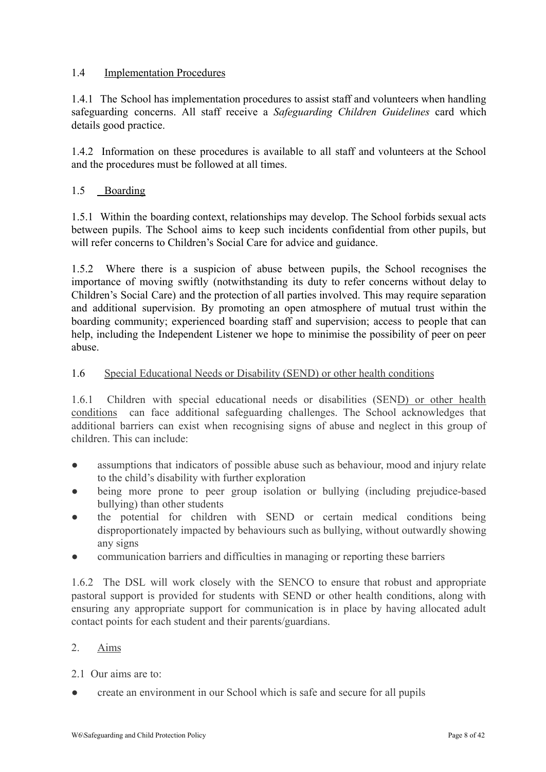### 1.4 Implementation Procedures

1.4.1 The School has implementation procedures to assist staff and volunteers when handling safeguarding concerns. All staff receive a *Safeguarding Children Guidelines* card which details good practice.

1.4.2 Information on these procedures is available to all staff and volunteers at the School and the procedures must be followed at all times.

### 1.5 Boarding

1.5.1 Within the boarding context, relationships may develop. The School forbids sexual acts between pupils. The School aims to keep such incidents confidential from other pupils, but will refer concerns to Children's Social Care for advice and guidance.

1.5.2 Where there is a suspicion of abuse between pupils, the School recognises the importance of moving swiftly (notwithstanding its duty to refer concerns without delay to Children's Social Care) and the protection of all parties involved. This may require separation and additional supervision. By promoting an open atmosphere of mutual trust within the boarding community; experienced boarding staff and supervision; access to people that can help, including the Independent Listener we hope to minimise the possibility of peer on peer abuse.

### 1.6 Special Educational Needs or Disability (SEND) or other health conditions

1.6.1 Children with special educational needs or disabilities (SEND) or other health conditions can face additional safeguarding challenges. The School acknowledges that additional barriers can exist when recognising signs of abuse and neglect in this group of children. This can include:

- assumptions that indicators of possible abuse such as behaviour, mood and injury relate to the child's disability with further exploration
- being more prone to peer group isolation or bullying (including prejudice-based bullying) than other students
- the potential for children with SEND or certain medical conditions being disproportionately impacted by behaviours such as bullying, without outwardly showing any signs
- communication barriers and difficulties in managing or reporting these barriers

1.6.2 The DSL will work closely with the SENCO to ensure that robust and appropriate pastoral support is provided for students with SEND or other health conditions, along with ensuring any appropriate support for communication is in place by having allocated adult contact points for each student and their parents/guardians.

## 2. Aims

2.1 Our aims are to:

- create an environment in our School which is safe and secure for all pupils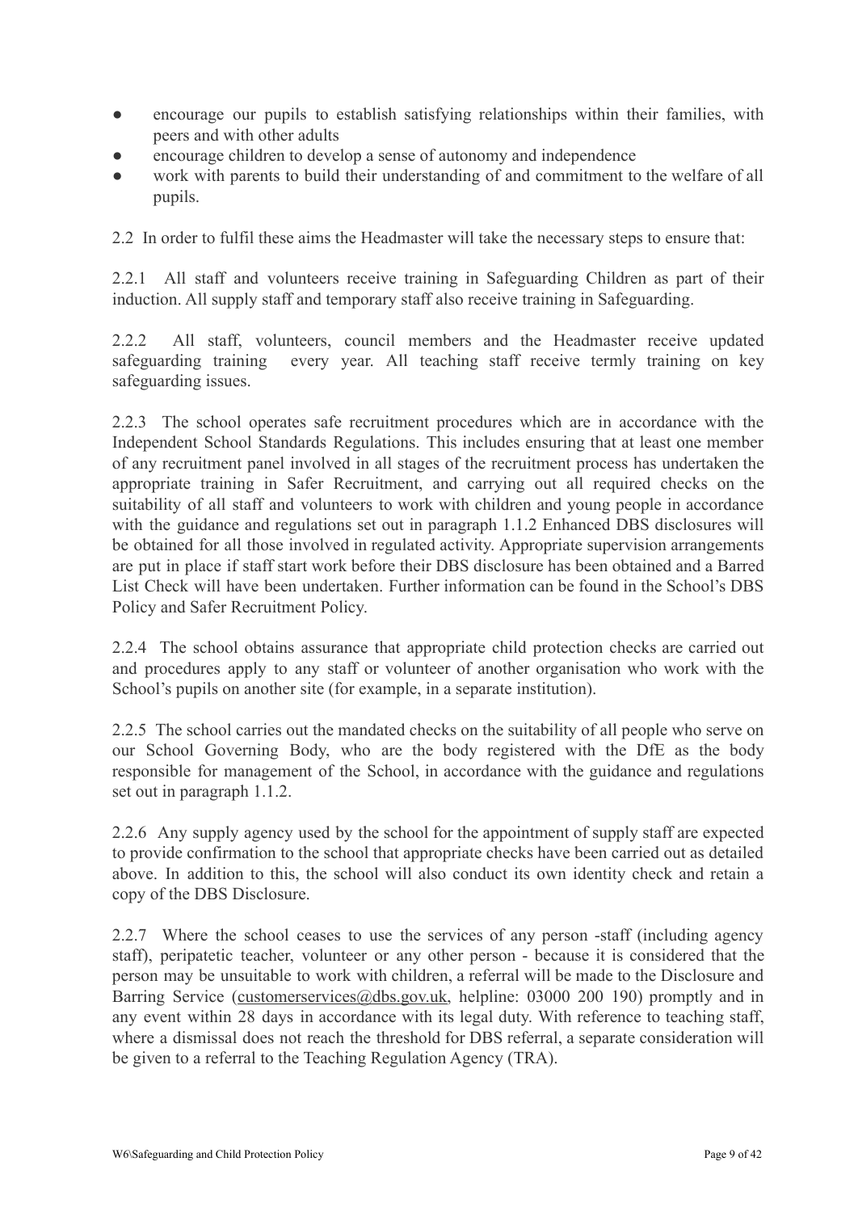- encourage our pupils to establish satisfying relationships within their families, with peers and with other adults
- encourage children to develop a sense of autonomy and independence
- work with parents to build their understanding of and commitment to the welfare of all pupils.

2.2 In order to fulfil these aims the Headmaster will take the necessary steps to ensure that:

2.2.1 All staff and volunteers receive training in Safeguarding Children as part of their induction. All supply staff and temporary staff also receive training in Safeguarding.

2.2.2 All staff, volunteers, council members and the Headmaster receive updated safeguarding training every year. All teaching staff receive termly training on key safeguarding issues.

2.2.3 The school operates safe recruitment procedures which are in accordance with the Independent School Standards Regulations. This includes ensuring that at least one member of any recruitment panel involved in all stages of the recruitment process has undertaken the appropriate training in Safer Recruitment, and carrying out all required checks on the suitability of all staff and volunteers to work with children and young people in accordance with the guidance and regulations set out in paragraph 1.1.2 Enhanced DBS disclosures will be obtained for all those involved in regulated activity. Appropriate supervision arrangements are put in place if staff start work before their DBS disclosure has been obtained and a Barred List Check will have been undertaken. Further information can be found in the School's DBS Policy and Safer Recruitment Policy.

2.2.4 The school obtains assurance that appropriate child protection checks are carried out and procedures apply to any staff or volunteer of another organisation who work with the School's pupils on another site (for example, in a separate institution).

2.2.5 The school carries out the mandated checks on the suitability of all people who serve on our School Governing Body, who are the body registered with the DfE as the body responsible for management of the School, in accordance with the guidance and regulations set out in paragraph 1.1.2.

2.2.6 Any supply agency used by the school for the appointment of supply staff are expected to provide confirmation to the school that appropriate checks have been carried out as detailed above. In addition to this, the school will also conduct its own identity check and retain a copy of the DBS Disclosure.

2.2.7 Where the school ceases to use the services of any person -staff (including agency staff), peripatetic teacher, volunteer or any other person - because it is considered that the person may be unsuitable to work with children, a referral will be made to the Disclosure and Barring Service (customerservices@dbs.gov.uk, helpline: 03000 200 190) promptly and in any event within 28 days in accordance with its legal duty. With reference to teaching staff, where a dismissal does not reach the threshold for DBS referral, a separate consideration will be given to a referral to the Teaching Regulation Agency (TRA).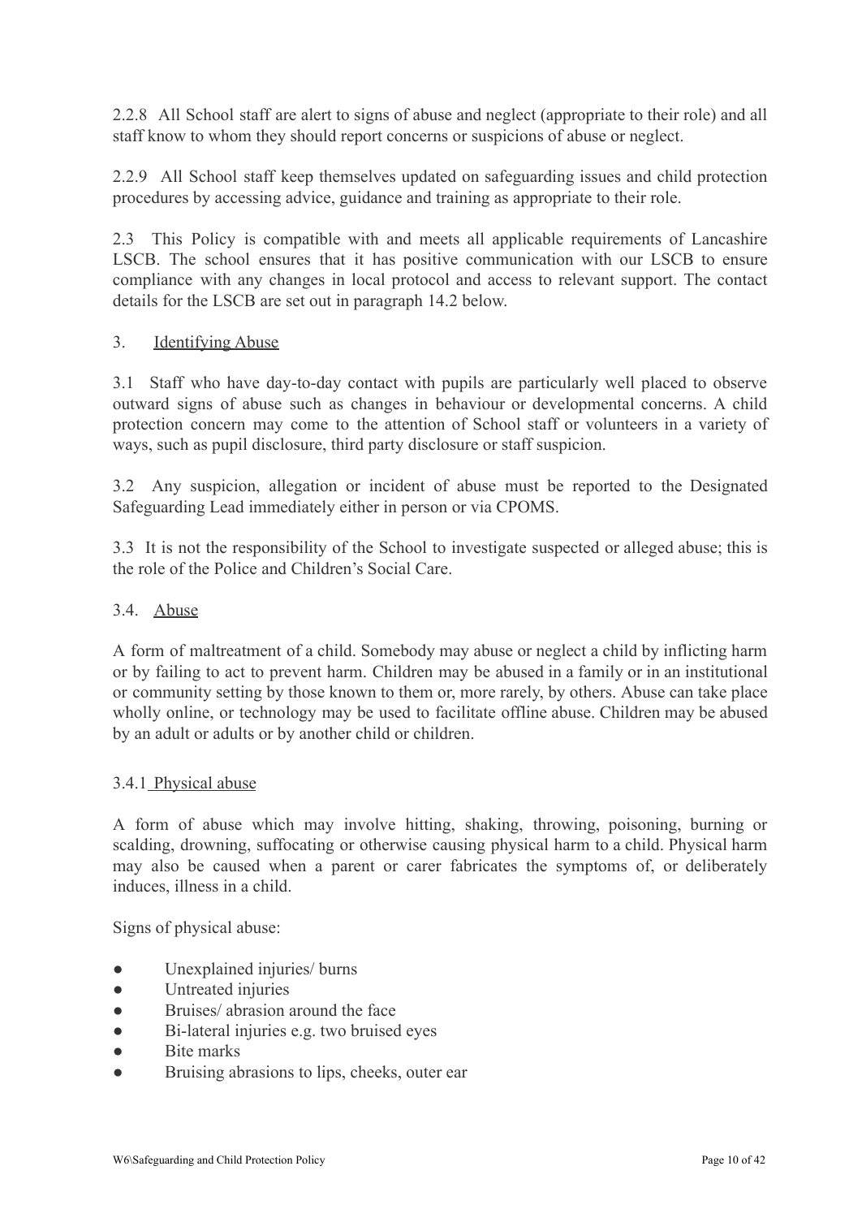2.2.8 All School staff are alert to signs of abuse and neglect (appropriate to their role) and all staff know to whom they should report concerns or suspicions of abuse or neglect.

2.2.9 All School staff keep themselves updated on safeguarding issues and child protection procedures by accessing advice, guidance and training as appropriate to their role.

2.3 This Policy is compatible with and meets all applicable requirements of Lancashire LSCB. The school ensures that it has positive communication with our LSCB to ensure compliance with any changes in local protocol and access to relevant support. The contact details for the LSCB are set out in paragraph 14.2 below.

3. Identifying Abuse

3.1 Staff who have day-to-day contact with pupils are particularly well placed to observe outward signs of abuse such as changes in behaviour or developmental concerns. A child protection concern may come to the attention of School staff or volunteers in a variety of ways, such as pupil disclosure, third party disclosure or staff suspicion.

3.2 Any suspicion, allegation or incident of abuse must be reported to the Designated Safeguarding Lead immediately either in person or via CPOMS.

3.3 It is not the responsibility of the School to investigate suspected or alleged abuse; this is the role of the Police and Children's Social Care.

3.4. Abuse

A form of maltreatment of a child. Somebody may abuse or neglect a child by inflicting harm or by failing to act to prevent harm. Children may be abused in a family or in an institutional or community setting by those known to them or, more rarely, by others. Abuse can take place wholly online, or technology may be used to facilitate offline abuse. Children may be abused by an adult or adults or by another child or children.

3.4.1 Physical abuse

A form of abuse which may involve hitting, shaking, throwing, poisoning, burning or scalding, drowning, suffocating or otherwise causing physical harm to a child. Physical harm may also be caused when a parent or carer fabricates the symptoms of, or deliberately induces, illness in a child.

Signs of physical abuse:

- Unexplained injuries/ burns
- Untreated injuries
- Bruises/ abrasion around the face
- Bi-lateral injuries e.g. two bruised eyes
- Bite marks
- Bruising abrasions to lips, cheeks, outer ear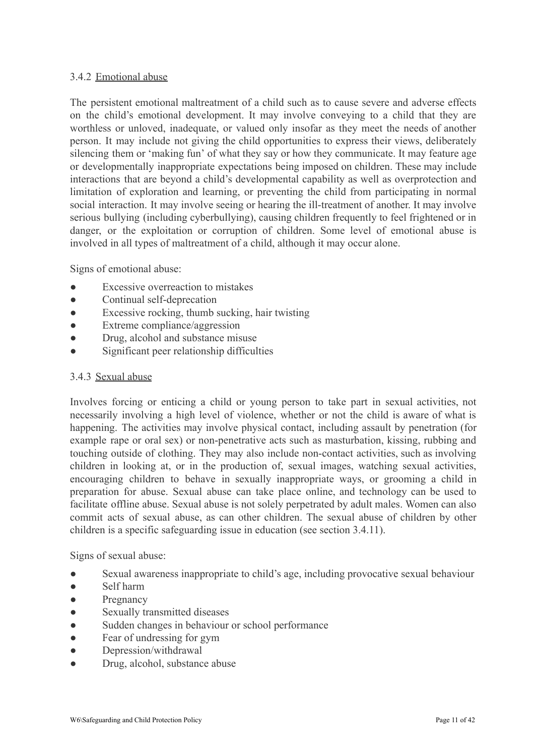### 3.4.2 Emotional abuse

The persistent emotional maltreatment of a child such as to cause severe and adverse effects on the child's emotional development. It may involve conveying to a child that they are worthless or unloved, inadequate, or valued only insofar as they meet the needs of another person. It may include not giving the child opportunities to express their views, deliberately silencing them or 'making fun' of what they say or how they communicate. It may feature age or developmentally inappropriate expectations being imposed on children. These may include interactions that are beyond a child's developmental capability as well as overprotection and limitation of exploration and learning, or preventing the child from participating in normal social interaction. It may involve seeing or hearing the ill-treatment of another. It may involve serious bullying (including cyberbullying), causing children frequently to feel frightened or in danger, or the exploitation or corruption of children. Some level of emotional abuse is involved in all types of maltreatment of a child, although it may occur alone.

Signs of emotional abuse:

- Excessive overreaction to mistakes
- Continual self-deprecation
- Excessive rocking, thumb sucking, hair twisting
- Extreme compliance/aggression
- Drug, alcohol and substance misuse
- Significant peer relationship difficulties

### 3.4.3 Sexual abuse

Involves forcing or enticing a child or young person to take part in sexual activities, not necessarily involving a high level of violence, whether or not the child is aware of what is happening. The activities may involve physical contact, including assault by penetration (for example rape or oral sex) or non-penetrative acts such as masturbation, kissing, rubbing and touching outside of clothing. They may also include non-contact activities, such as involving children in looking at, or in the production of, sexual images, watching sexual activities, encouraging children to behave in sexually inappropriate ways, or grooming a child in preparation for abuse. Sexual abuse can take place online, and technology can be used to facilitate offline abuse. Sexual abuse is not solely perpetrated by adult males. Women can also commit acts of sexual abuse, as can other children. The sexual abuse of children by other children is a specific safeguarding issue in education (see section 3.4.11).

Signs of sexual abuse:

- Sexual awareness inappropriate to child's age, including provocative sexual behaviour
- Self harm
- Pregnancy
- Sexually transmitted diseases
- Sudden changes in behaviour or school performance
- Fear of undressing for gym
- Depression/withdrawal
- Drug, alcohol, substance abuse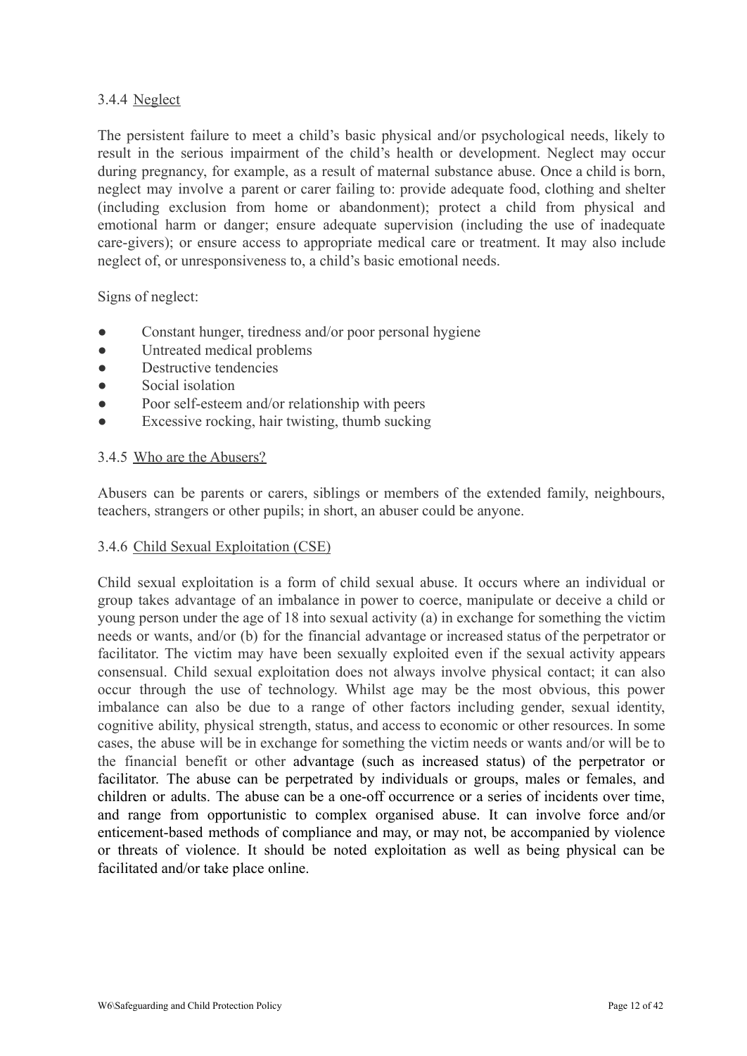### 3.4.4 Neglect

The persistent failure to meet a child's basic physical and/or psychological needs, likely to result in the serious impairment of the child's health or development. Neglect may occur during pregnancy, for example, as a result of maternal substance abuse. Once a child is born, neglect may involve a parent or carer failing to: provide adequate food, clothing and shelter (including exclusion from home or abandonment); protect a child from physical and emotional harm or danger; ensure adequate supervision (including the use of inadequate care-givers); or ensure access to appropriate medical care or treatment. It may also include neglect of, or unresponsiveness to, a child's basic emotional needs.

Signs of neglect:

- Constant hunger, tiredness and/or poor personal hygiene
- Untreated medical problems
- Destructive tendencies
- Social isolation
- Poor self-esteem and/or relationship with peers
- Excessive rocking, hair twisting, thumb sucking

### 3.4.5 Who are the Abusers?

Abusers can be parents or carers, siblings or members of the extended family, neighbours, teachers, strangers or other pupils; in short, an abuser could be anyone.

### 3.4.6 Child Sexual Exploitation (CSE)

Child sexual exploitation is a form of child sexual abuse. It occurs where an individual or group takes advantage of an imbalance in power to coerce, manipulate or deceive a child or young person under the age of 18 into sexual activity (a) in exchange for something the victim needs or wants, and/or (b) for the financial advantage or increased status of the perpetrator or facilitator. The victim may have been sexually exploited even if the sexual activity appears consensual. Child sexual exploitation does not always involve physical contact; it can also occur through the use of technology. Whilst age may be the most obvious, this power imbalance can also be due to a range of other factors including gender, sexual identity, cognitive ability, physical strength, status, and access to economic or other resources. In some cases, the abuse will be in exchange for something the victim needs or wants and/or will be to the financial benefit or other advantage (such as increased status) of the perpetrator or facilitator. The abuse can be perpetrated by individuals or groups, males or females, and children or adults. The abuse can be a one-off occurrence or a series of incidents over time, and range from opportunistic to complex organised abuse. It can involve force and/or enticement-based methods of compliance and may, or may not, be accompanied by violence or threats of violence. It should be noted exploitation as well as being physical can be facilitated and/or take place online.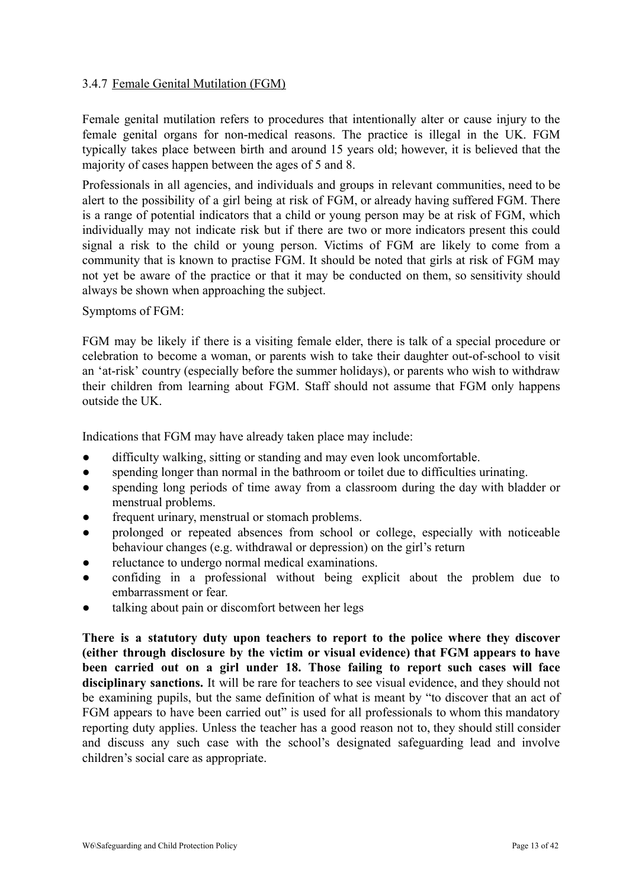### 3.4.7 Female Genital Mutilation (FGM)

Female genital mutilation refers to procedures that intentionally alter or cause injury to the female genital organs for non-medical reasons. The practice is illegal in the UK. FGM typically takes place between birth and around 15 years old; however, it is believed that the majority of cases happen between the ages of 5 and 8.

Professionals in all agencies, and individuals and groups in relevant communities, need to be alert to the possibility of a girl being at risk of FGM, or already having suffered FGM. There is a range of potential indicators that a child or young person may be at risk of FGM, which individually may not indicate risk but if there are two or more indicators present this could signal a risk to the child or young person. Victims of FGM are likely to come from a community that is known to practise FGM. It should be noted that girls at risk of FGM may not yet be aware of the practice or that it may be conducted on them, so sensitivity should always be shown when approaching the subject.

Symptoms of FGM:

FGM may be likely if there is a visiting female elder, there is talk of a special procedure or celebration to become a woman, or parents wish to take their daughter out-of-school to visit an 'at-risk' country (especially before the summer holidays), or parents who wish to withdraw their children from learning about FGM. Staff should not assume that FGM only happens outside the UK.

Indications that FGM may have already taken place may include:

- difficulty walking, sitting or standing and may even look uncomfortable.
- spending longer than normal in the bathroom or toilet due to difficulties urinating.
- spending long periods of time away from a classroom during the day with bladder or menstrual problems.
- frequent urinary, menstrual or stomach problems.
- prolonged or repeated absences from school or college, especially with noticeable behaviour changes (e.g. withdrawal or depression) on the girl's return
- reluctance to undergo normal medical examinations.
- confiding in a professional without being explicit about the problem due to embarrassment or fear.
- talking about pain or discomfort between her legs

**There is a statutory duty upon teachers to report to the police where they discover (either through disclosure by the victim or visual evidence) that FGM appears to have been carried out on a girl under 18. Those failing to report such cases will face disciplinary sanctions.** It will be rare for teachers to see visual evidence, and they should not be examining pupils, but the same definition of what is meant by "to discover that an act of FGM appears to have been carried out" is used for all professionals to whom this mandatory reporting duty applies. Unless the teacher has a good reason not to, they should still consider and discuss any such case with the school's designated safeguarding lead and involve children's social care as appropriate.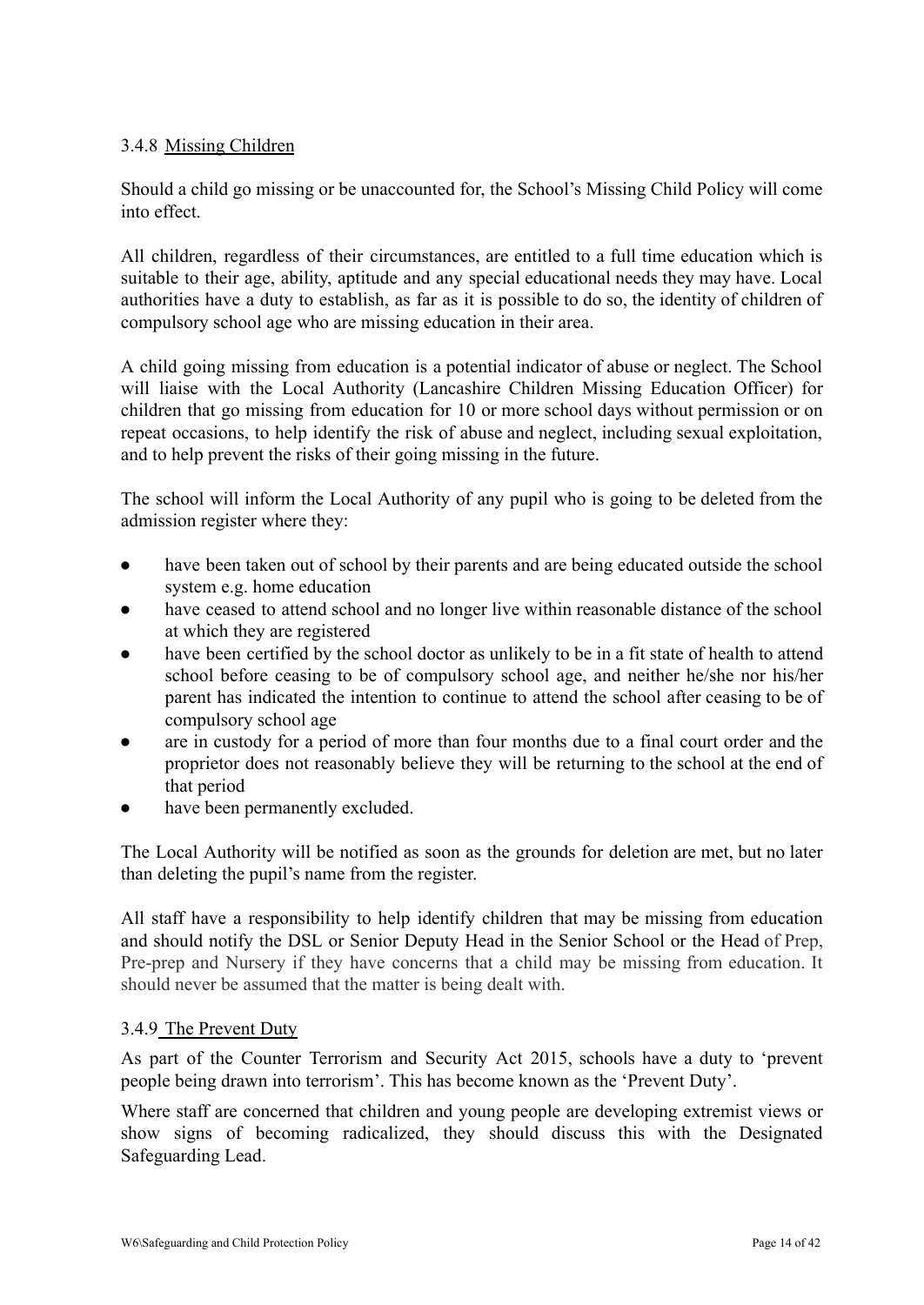#### 3.4.8 Missing Children

Should a child go missing or be unaccounted for, the School's Missing Child Policy will come into effect.

All children, regardless of their circumstances, are entitled to a full time education which is suitable to their age, ability, aptitude and any special educational needs they may have. Local authorities have a duty to establish, as far as it is possible to do so, the identity of children of compulsory school age who are missing education in their area.

A child going missing from education is a potential indicator of abuse or neglect. The School will liaise with the Local Authority (Lancashire Children Missing Education Officer) for children that go missing from education for 10 or more school days without permission or on repeat occasions, to help identify the risk of abuse and neglect, including sexual exploitation, and to help prevent the risks of their going missing in the future.

The school will inform the Local Authority of any pupil who is going to be deleted from the admission register where they:

- have been taken out of school by their parents and are being educated outside the school system e.g. home education
- have ceased to attend school and no longer live within reasonable distance of the school at which they are registered
- have been certified by the school doctor as unlikely to be in a fit state of health to attend school before ceasing to be of compulsory school age, and neither he/she nor his/her parent has indicated the intention to continue to attend the school after ceasing to be of compulsory school age
- are in custody for a period of more than four months due to a final court order and the proprietor does not reasonably believe they will be returning to the school at the end of that period
- have been permanently excluded.

The Local Authority will be notified as soon as the grounds for deletion are met, but no later than deleting the pupil's name from the register.

All staff have a responsibility to help identify children that may be missing from education and should notify the DSL or Senior Deputy Head in the Senior School or the Head of Prep, Pre-prep and Nursery if they have concerns that a child may be missing from education. It should never be assumed that the matter is being dealt with.

#### 3.4.9 The Prevent Duty

As part of the Counter Terrorism and Security Act 2015, schools have a duty to 'prevent people being drawn into terrorism'. This has become known as the 'Prevent Duty'.

Where staff are concerned that children and young people are developing extremist views or show signs of becoming radicalized, they should discuss this with the Designated Safeguarding Lead.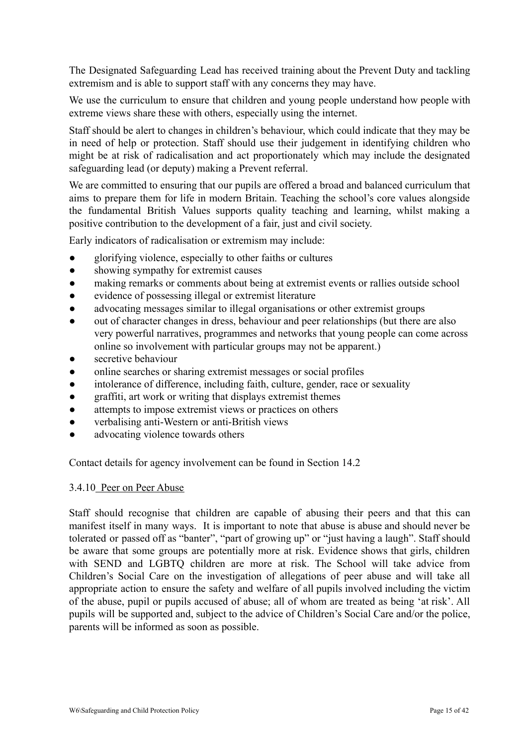The Designated Safeguarding Lead has received training about the Prevent Duty and tackling extremism and is able to support staff with any concerns they may have.

We use the curriculum to ensure that children and young people understand how people with extreme views share these with others, especially using the internet.

Staff should be alert to changes in children's behaviour, which could indicate that they may be in need of help or protection. Staff should use their judgement in identifying children who might be at risk of radicalisation and act proportionately which may include the designated safeguarding lead (or deputy) making a Prevent referral.

We are committed to ensuring that our pupils are offered a broad and balanced curriculum that aims to prepare them for life in modern Britain. Teaching the school's core values alongside the fundamental British Values supports quality teaching and learning, whilst making a positive contribution to the development of a fair, just and civil society.

Early indicators of radicalisation or extremism may include:

- glorifying violence, especially to other faiths or cultures
- showing sympathy for extremist causes
- making remarks or comments about being at extremist events or rallies outside school
- evidence of possessing illegal or extremist literature
- advocating messages similar to illegal organisations or other extremist groups
- out of character changes in dress, behaviour and peer relationships (but there are also very powerful narratives, programmes and networks that young people can come across online so involvement with particular groups may not be apparent.)
- secretive behaviour
- online searches or sharing extremist messages or social profiles
- intolerance of difference, including faith, culture, gender, race or sexuality
- graffiti, art work or writing that displays extremist themes
- attempts to impose extremist views or practices on others
- verbalising anti-Western or anti-British views
- advocating violence towards others

Contact details for agency involvement can be found in Section 14.2

### 3.4.10 Peer on Peer Abuse

Staff should recognise that children are capable of abusing their peers and that this can manifest itself in many ways. It is important to note that abuse is abuse and should never be tolerated or passed off as "banter", "part of growing up" or "just having a laugh". Staff should be aware that some groups are potentially more at risk. Evidence shows that girls, children with SEND and LGBTQ children are more at risk. The School will take advice from Children's Social Care on the investigation of allegations of peer abuse and will take all appropriate action to ensure the safety and welfare of all pupils involved including the victim of the abuse, pupil or pupils accused of abuse; all of whom are treated as being 'at risk'. All pupils will be supported and, subject to the advice of Children's Social Care and/or the police, parents will be informed as soon as possible.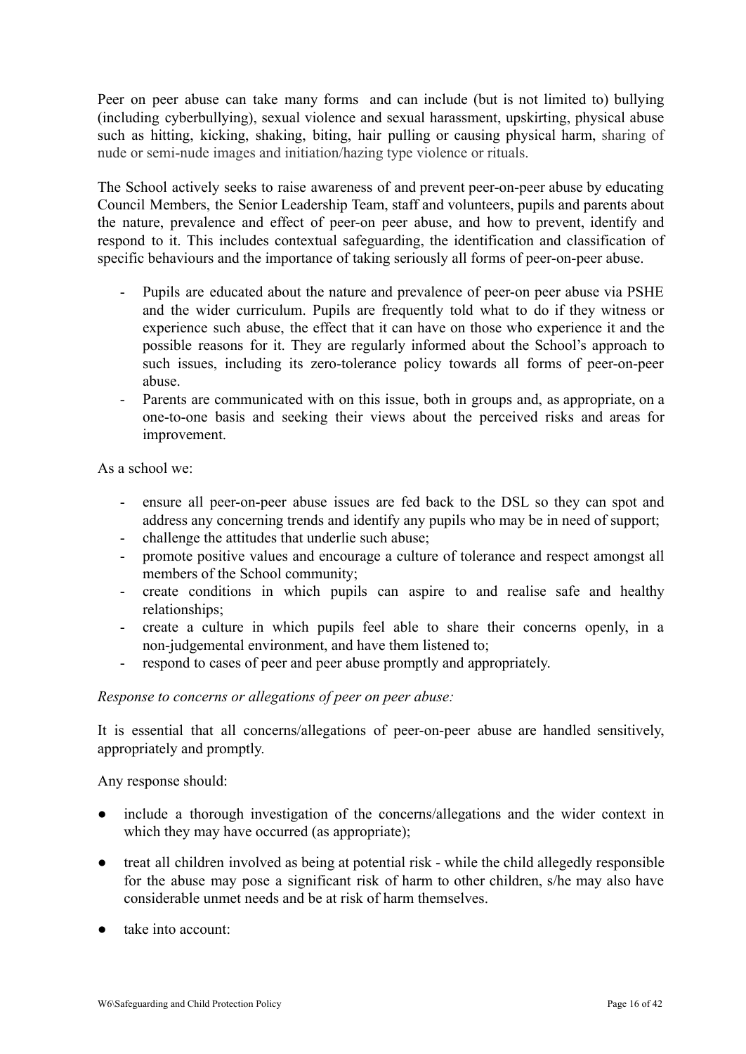Peer on peer abuse can take many forms and can include (but is not limited to) bullying (including cyberbullying), sexual violence and sexual harassment, upskirting, physical abuse such as hitting, kicking, shaking, biting, hair pulling or causing physical harm, sharing of nude or semi-nude images and initiation/hazing type violence or rituals.

The School actively seeks to raise awareness of and prevent peer-on-peer abuse by educating Council Members, the Senior Leadership Team, staff and volunteers, pupils and parents about the nature, prevalence and effect of peer-on peer abuse, and how to prevent, identify and respond to it. This includes contextual safeguarding, the identification and classification of specific behaviours and the importance of taking seriously all forms of peer-on-peer abuse.

- Pupils are educated about the nature and prevalence of peer-on peer abuse via PSHE and the wider curriculum. Pupils are frequently told what to do if they witness or experience such abuse, the effect that it can have on those who experience it and the possible reasons for it. They are regularly informed about the School's approach to such issues, including its zero-tolerance policy towards all forms of peer-on-peer abuse.
- Parents are communicated with on this issue, both in groups and, as appropriate, on a one-to-one basis and seeking their views about the perceived risks and areas for improvement.

As a school we:

- ensure all peer-on-peer abuse issues are fed back to the DSL so they can spot and address any concerning trends and identify any pupils who may be in need of support;
- challenge the attitudes that underlie such abuse;
- promote positive values and encourage a culture of tolerance and respect amongst all members of the School community;
- create conditions in which pupils can aspire to and realise safe and healthy relationships;
- create a culture in which pupils feel able to share their concerns openly, in a non-judgemental environment, and have them listened to;
- respond to cases of peer and peer abuse promptly and appropriately.

*Response to concerns or allegations of peer on peer abuse:*

It is essential that all concerns/allegations of peer-on-peer abuse are handled sensitively, appropriately and promptly.

Any response should:

- include a thorough investigation of the concerns/allegations and the wider context in which they may have occurred (as appropriate);
- treat all children involved as being at potential risk - while the child allegedly responsible for the abuse may pose a significant risk of harm to other children, s/he may also have considerable unmet needs and be at risk of harm themselves.
- take into account: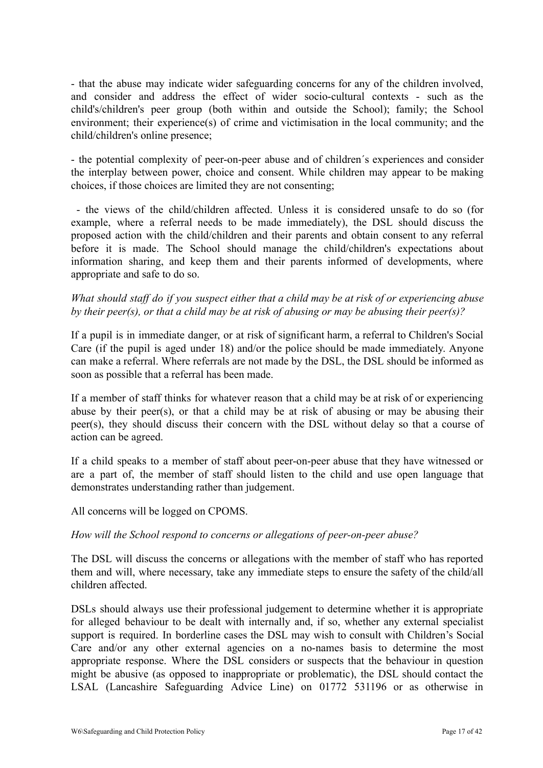- that the abuse may indicate wider safeguarding concerns for any of the children involved, and consider and address the effect of wider socio-cultural contexts - such as the child's/children's peer group (both within and outside the School); family; the School environment; their experience(s) of crime and victimisation in the local community; and the child/children's online presence;

- the potential complexity of peer-on-peer abuse and of children´s experiences and consider the interplay between power, choice and consent. While children may appear to be making choices, if those choices are limited they are not consenting;

- the views of the child/children affected. Unless it is considered unsafe to do so (for example, where a referral needs to be made immediately), the DSL should discuss the proposed action with the child/children and their parents and obtain consent to any referral before it is made. The School should manage the child/children's expectations about information sharing, and keep them and their parents informed of developments, where appropriate and safe to do so.

*What should staff do if you suspect either that a child may be at risk of or experiencing abuse by their peer(s), or that a child may be at risk of abusing or may be abusing their peer(s)?*

If a pupil is in immediate danger, or at risk of significant harm, a referral to Children's Social Care (if the pupil is aged under 18) and/or the police should be made immediately. Anyone can make a referral. Where referrals are not made by the DSL, the DSL should be informed as soon as possible that a referral has been made.

If a member of staff thinks for whatever reason that a child may be at risk of or experiencing abuse by their peer(s), or that a child may be at risk of abusing or may be abusing their peer(s), they should discuss their concern with the DSL without delay so that a course of action can be agreed.

If a child speaks to a member of staff about peer-on-peer abuse that they have witnessed or are a part of, the member of staff should listen to the child and use open language that demonstrates understanding rather than judgement.

All concerns will be logged on CPOMS.

*How will the School respond to concerns or allegations of peer-on-peer abuse?*

The DSL will discuss the concerns or allegations with the member of staff who has reported them and will, where necessary, take any immediate steps to ensure the safety of the child/all children affected.

DSLs should always use their professional judgement to determine whether it is appropriate for alleged behaviour to be dealt with internally and, if so, whether any external specialist support is required. In borderline cases the DSL may wish to consult with Children's Social Care and/or any other external agencies on a no-names basis to determine the most appropriate response. Where the DSL considers or suspects that the behaviour in question might be abusive (as opposed to inappropriate or problematic), the DSL should contact the LSAL (Lancashire Safeguarding Advice Line) on 01772 531196 or as otherwise in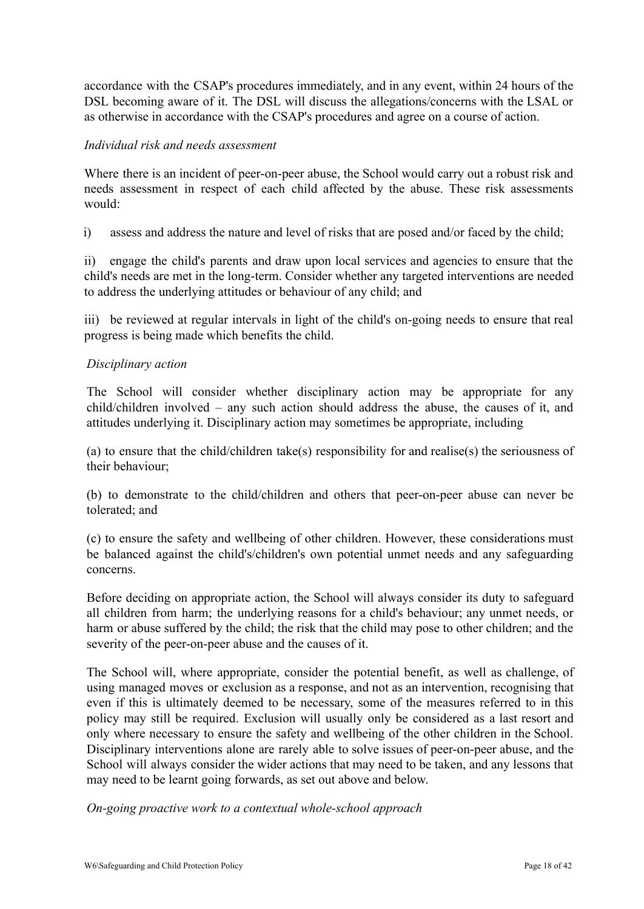accordance with the CSAP's procedures immediately, and in any event, within 24 hours of the DSL becoming aware of it. The DSL will discuss the allegations/concerns with the LSAL or as otherwise in accordance with the CSAP's procedures and agree on a course of action.

*Individual risk and needs assessment*

Where there is an incident of peer-on-peer abuse, the School would carry out a robust risk and needs assessment in respect of each child affected by the abuse. These risk assessments would:

i) assess and address the nature and level of risks that are posed and/or faced by the child;

ii) engage the child's parents and draw upon local services and agencies to ensure that the child's needs are met in the long-term. Consider whether any targeted interventions are needed to address the underlying attitudes or behaviour of any child; and

iii) be reviewed at regular intervals in light of the child's on-going needs to ensure that real progress is being made which benefits the child.

*Disciplinary action*

The School will consider whether disciplinary action may be appropriate for any child/children involved – any such action should address the abuse, the causes of it, and attitudes underlying it. Disciplinary action may sometimes be appropriate, including

(a) to ensure that the child/children take(s) responsibility for and realise(s) the seriousness of their behaviour;

(b) to demonstrate to the child/children and others that peer-on-peer abuse can never be tolerated; and

(c) to ensure the safety and wellbeing of other children. However, these considerations must be balanced against the child's/children's own potential unmet needs and any safeguarding concerns.

Before deciding on appropriate action, the School will always consider its duty to safeguard all children from harm; the underlying reasons for a child's behaviour; any unmet needs, or harm or abuse suffered by the child; the risk that the child may pose to other children; and the severity of the peer-on-peer abuse and the causes of it.

The School will, where appropriate, consider the potential benefit, as well as challenge, of using managed moves or exclusion as a response, and not as an intervention, recognising that even if this is ultimately deemed to be necessary, some of the measures referred to in this policy may still be required. Exclusion will usually only be considered as a last resort and only where necessary to ensure the safety and wellbeing of the other children in the School. Disciplinary interventions alone are rarely able to solve issues of peer-on-peer abuse, and the School will always consider the wider actions that may need to be taken, and any lessons that may need to be learnt going forwards, as set out above and below.

*On-going proactive work to a contextual whole-school approach*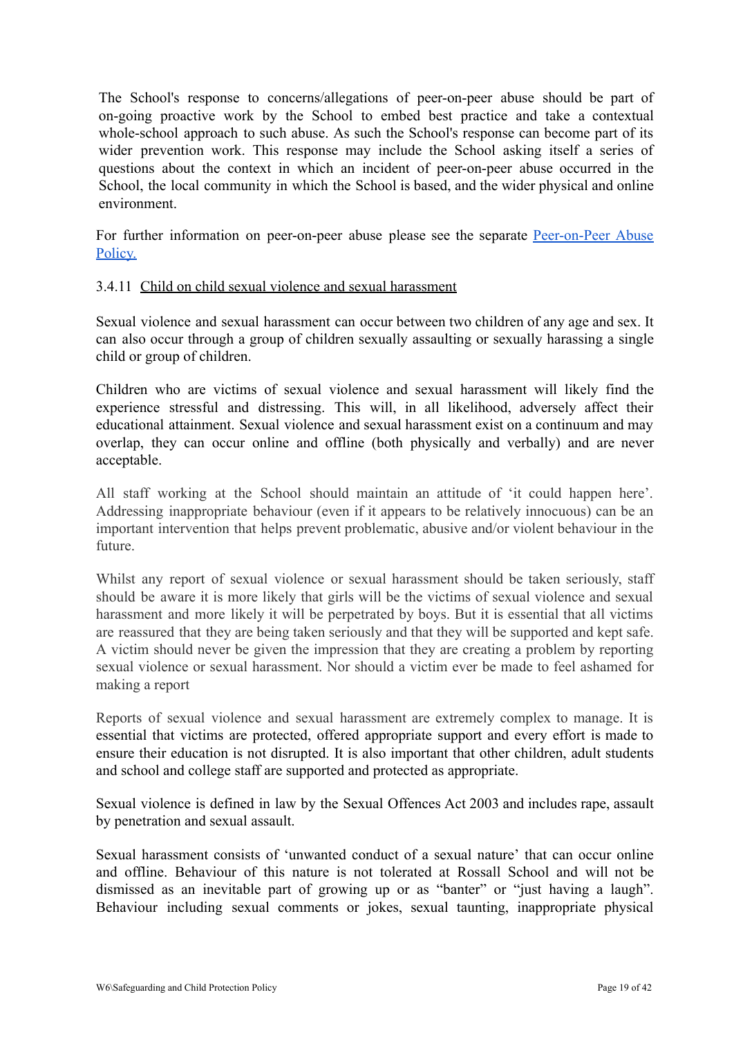The School's response to concerns/allegations of peer-on-peer abuse should be part of on-going proactive work by the School to embed best practice and take a contextual whole-school approach to such abuse. As such the School's response can become part of its wider prevention work. This response may include the School asking itself a series of questions about the context in which an incident of peer-on-peer abuse occurred in the School, the local community in which the School is based, and the wider physical and online environment.

For further information on peer-on-peer abuse please see the separate [Peer-on-Peer Abuse Policy.]()

3.4.11 <u>Child on child sexual violence and sexual harassment</u>

Sexual violence and sexual harassment can occur between two children of any age and sex. It can also occur through a group of children sexually assaulting or sexually harassing a single child or group of children.

Children who are victims of sexual violence and sexual harassment will likely find the experience stressful and distressing. This will, in all likelihood, adversely affect their educational attainment. Sexual violence and sexual harassment exist on a continuum and may overlap, they can occur online and offline (both physically and verbally) and are never acceptable.

All staff working at the School should maintain an attitude of 'it could happen here'. Addressing inappropriate behaviour (even if it appears to be relatively innocuous) can be an important intervention that helps prevent problematic, abusive and/or violent behaviour in the future.

Whilst any report of sexual violence or sexual harassment should be taken seriously, staff should be aware it is more likely that girls will be the victims of sexual violence and sexual harassment and more likely it will be perpetrated by boys. But it is essential that all victims are reassured that they are being taken seriously and that they will be supported and kept safe. A victim should never be given the impression that they are creating a problem by reporting sexual violence or sexual harassment. Nor should a victim ever be made to feel ashamed for making a report

Reports of sexual violence and sexual harassment are extremely complex to manage. It is essential that victims are protected, offered appropriate support and every effort is made to ensure their education is not disrupted. It is also important that other children, adult students and school and college staff are supported and protected as appropriate.

Sexual violence is defined in law by the Sexual Offences Act 2003 and includes rape, assault by penetration and sexual assault.

Sexual harassment consists of 'unwanted conduct of a sexual nature' that can occur online and offline. Behaviour of this nature is not tolerated at Rossall School and will not be dismissed as an inevitable part of growing up or as "banter" or "just having a laugh". Behaviour including sexual comments or jokes, sexual taunting, inappropriate physical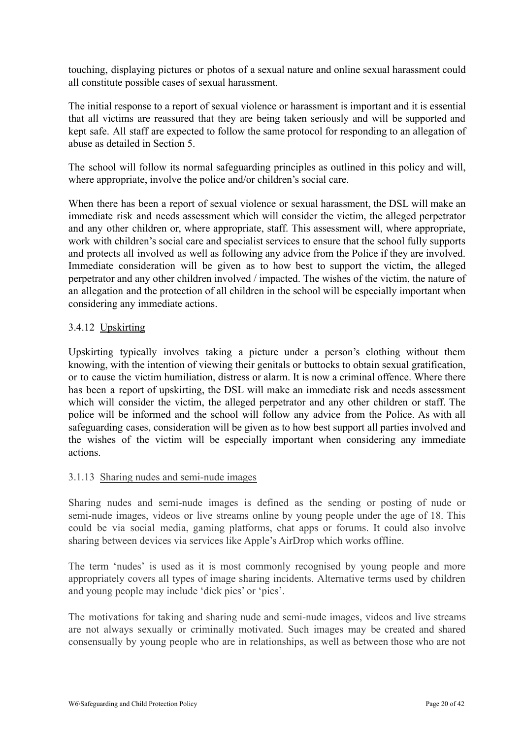touching, displaying pictures or photos of a sexual nature and online sexual harassment could all constitute possible cases of sexual harassment.

The initial response to a report of sexual violence or harassment is important and it is essential that all victims are reassured that they are being taken seriously and will be supported and kept safe. All staff are expected to follow the same protocol for responding to an allegation of abuse as detailed in Section 5.

The school will follow its normal safeguarding principles as outlined in this policy and will, where appropriate, involve the police and/or children's social care.

When there has been a report of sexual violence or sexual harassment, the DSL will make an immediate risk and needs assessment which will consider the victim, the alleged perpetrator and any other children or, where appropriate, staff. This assessment will, where appropriate, work with children's social care and specialist services to ensure that the school fully supports and protects all involved as well as following any advice from the Police if they are involved. Immediate consideration will be given as to how best to support the victim, the alleged perpetrator and any other children involved / impacted. The wishes of the victim, the nature of an allegation and the protection of all children in the school will be especially important when considering any immediate actions.

### 3.4.12 Upskirting

Upskirting typically involves taking a picture under a person's clothing without them knowing, with the intention of viewing their genitals or buttocks to obtain sexual gratification, or to cause the victim humiliation, distress or alarm. It is now a criminal offence. Where there has been a report of upskirting, the DSL will make an immediate risk and needs assessment which will consider the victim, the alleged perpetrator and any other children or staff. The police will be informed and the school will follow any advice from the Police. As with all safeguarding cases, consideration will be given as to how best support all parties involved and the wishes of the victim will be especially important when considering any immediate actions.

### 3.1.13 Sharing nudes and semi-nude images

Sharing nudes and semi-nude images is defined as the sending or posting of nude or semi-nude images, videos or live streams online by young people under the age of 18. This could be via social media, gaming platforms, chat apps or forums. It could also involve sharing between devices via services like Apple's AirDrop which works offline.

The term 'nudes' is used as it is most commonly recognised by young people and more appropriately covers all types of image sharing incidents. Alternative terms used by children and young people may include 'dick pics' or 'pics'.

The motivations for taking and sharing nude and semi-nude images, videos and live streams are not always sexually or criminally motivated. Such images may be created and shared consensually by young people who are in relationships, as well as between those who are not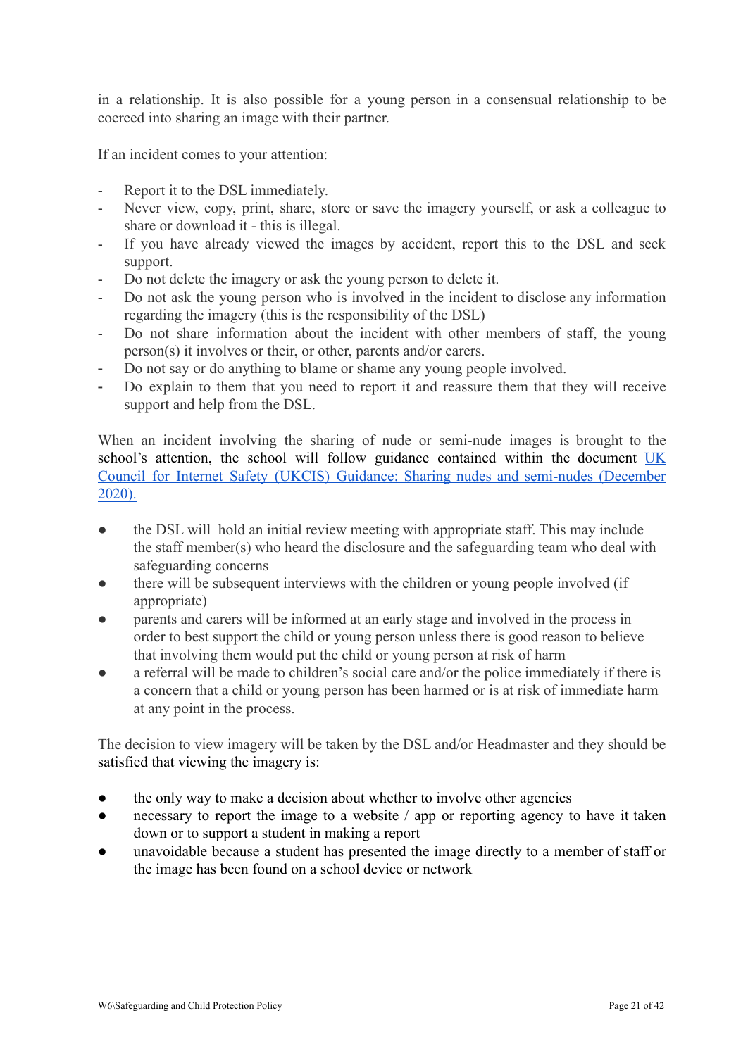in a relationship. It is also possible for a young person in a consensual relationship to be coerced into sharing an image with their partner.

If an incident comes to your attention:

- Report it to the DSL immediately.
- Never view, copy, print, share, store or save the imagery yourself, or ask a colleague to share or download it - this is illegal.
- If you have already viewed the images by accident, report this to the DSL and seek support.
- Do not delete the imagery or ask the young person to delete it.
- Do not ask the young person who is involved in the incident to disclose any information regarding the imagery (this is the responsibility of the DSL)
- Do not share information about the incident with other members of staff, the young person(s) it involves or their, or other, parents and/or carers.
- Do not say or do anything to blame or shame any young people involved.
- Do explain to them that you need to report it and reassure them that they will receive support and help from the DSL.

When an incident involving the sharing of nude or semi-nude images is brought to the school's attention, the school will follow guidance contained within the document [UK Council for Internet Safety (UKCIS) Guidance: Sharing nudes and semi-nudes (December 2020).]()

- the DSL will hold an initial review meeting with appropriate staff. This may include the staff member(s) who heard the disclosure and the safeguarding team who deal with safeguarding concerns
- there will be subsequent interviews with the children or young people involved (if appropriate)
- parents and carers will be informed at an early stage and involved in the process in order to best support the child or young person unless there is good reason to believe that involving them would put the child or young person at risk of harm
- a referral will be made to children's social care and/or the police immediately if there is a concern that a child or young person has been harmed or is at risk of immediate harm at any point in the process.

The decision to view imagery will be taken by the DSL and/or Headmaster and they should be satisfied that viewing the imagery is:

- the only way to make a decision about whether to involve other agencies
- necessary to report the image to a website / app or reporting agency to have it taken down or to support a student in making a report
- unavoidable because a student has presented the image directly to a member of staff or the image has been found on a school device or network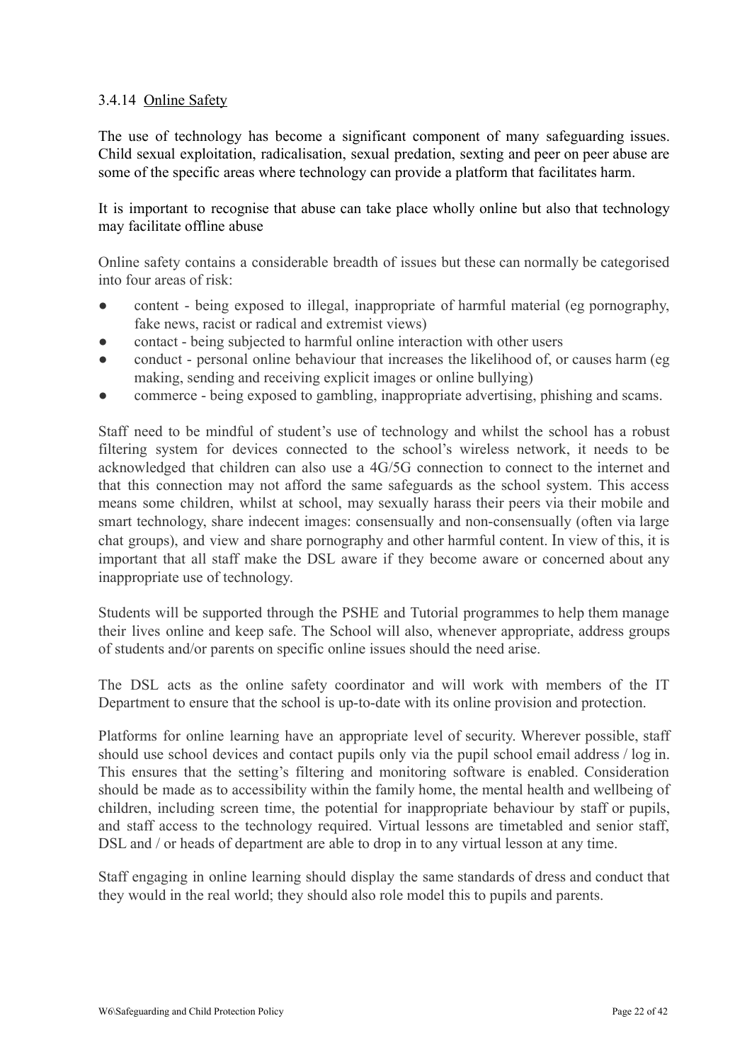### 3.4.14 Online Safety

The use of technology has become a significant component of many safeguarding issues. Child sexual exploitation, radicalisation, sexual predation, sexting and peer on peer abuse are some of the specific areas where technology can provide a platform that facilitates harm.

It is important to recognise that abuse can take place wholly online but also that technology may facilitate offline abuse

Online safety contains a considerable breadth of issues but these can normally be categorised into four areas of risk:

- content - being exposed to illegal, inappropriate of harmful material (eg pornography, fake news, racist or radical and extremist views)
- contact - being subjected to harmful online interaction with other users
- conduct - personal online behaviour that increases the likelihood of, or causes harm (eg making, sending and receiving explicit images or online bullying)
- commerce - being exposed to gambling, inappropriate advertising, phishing and scams.

Staff need to be mindful of student's use of technology and whilst the school has a robust filtering system for devices connected to the school's wireless network, it needs to be acknowledged that children can also use a 4G/5G connection to connect to the internet and that this connection may not afford the same safeguards as the school system. This access means some children, whilst at school, may sexually harass their peers via their mobile and smart technology, share indecent images: consensually and non-consensually (often via large chat groups), and view and share pornography and other harmful content. In view of this, it is important that all staff make the DSL aware if they become aware or concerned about any inappropriate use of technology.

Students will be supported through the PSHE and Tutorial programmes to help them manage their lives online and keep safe. The School will also, whenever appropriate, address groups of students and/or parents on specific online issues should the need arise.

The DSL acts as the online safety coordinator and will work with members of the IT Department to ensure that the school is up-to-date with its online provision and protection.

Platforms for online learning have an appropriate level of security. Wherever possible, staff should use school devices and contact pupils only via the pupil school email address / log in. This ensures that the setting's filtering and monitoring software is enabled. Consideration should be made as to accessibility within the family home, the mental health and wellbeing of children, including screen time, the potential for inappropriate behaviour by staff or pupils, and staff access to the technology required. Virtual lessons are timetabled and senior staff, DSL and / or heads of department are able to drop in to any virtual lesson at any time.

Staff engaging in online learning should display the same standards of dress and conduct that they would in the real world; they should also role model this to pupils and parents.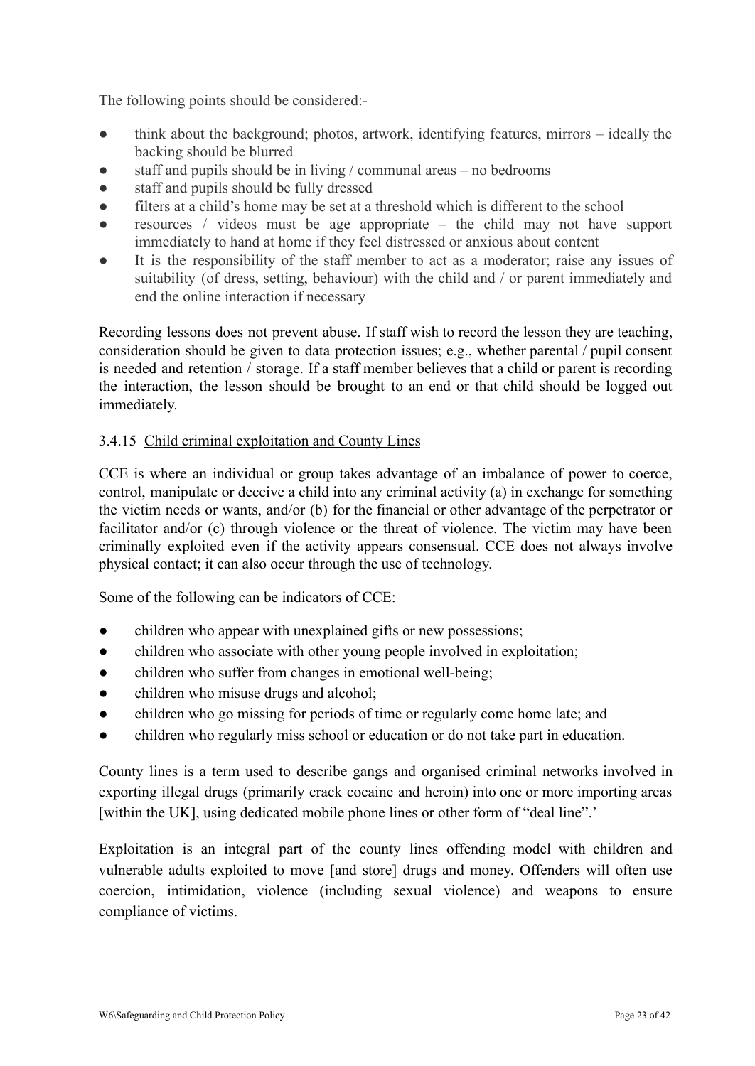The following points should be considered:-

- think about the background; photos, artwork, identifying features, mirrors – ideally the backing should be blurred
- staff and pupils should be in living / communal areas – no bedrooms
- staff and pupils should be fully dressed
- filters at a child's home may be set at a threshold which is different to the school
- resources / videos must be age appropriate – the child may not have support immediately to hand at home if they feel distressed or anxious about content
- It is the responsibility of the staff member to act as a moderator; raise any issues of suitability (of dress, setting, behaviour) with the child and / or parent immediately and end the online interaction if necessary

Recording lessons does not prevent abuse. If staff wish to record the lesson they are teaching, consideration should be given to data protection issues; e.g., whether parental / pupil consent is needed and retention / storage. If a staff member believes that a child or parent is recording the interaction, the lesson should be brought to an end or that child should be logged out immediately.

### 3.4.15 Child criminal exploitation and County Lines

CCE is where an individual or group takes advantage of an imbalance of power to coerce, control, manipulate or deceive a child into any criminal activity (a) in exchange for something the victim needs or wants, and/or (b) for the financial or other advantage of the perpetrator or facilitator and/or (c) through violence or the threat of violence. The victim may have been criminally exploited even if the activity appears consensual. CCE does not always involve physical contact; it can also occur through the use of technology.

Some of the following can be indicators of CCE:

- children who appear with unexplained gifts or new possessions;
- children who associate with other young people involved in exploitation;
- children who suffer from changes in emotional well-being;
- children who misuse drugs and alcohol;
- children who go missing for periods of time or regularly come home late; and
- children who regularly miss school or education or do not take part in education.

County lines is a term used to describe gangs and organised criminal networks involved in exporting illegal drugs (primarily crack cocaine and heroin) into one or more importing areas [within the UK], using dedicated mobile phone lines or other form of "deal line".'

Exploitation is an integral part of the county lines offending model with children and vulnerable adults exploited to move [and store] drugs and money. Offenders will often use coercion, intimidation, violence (including sexual violence) and weapons to ensure compliance of victims.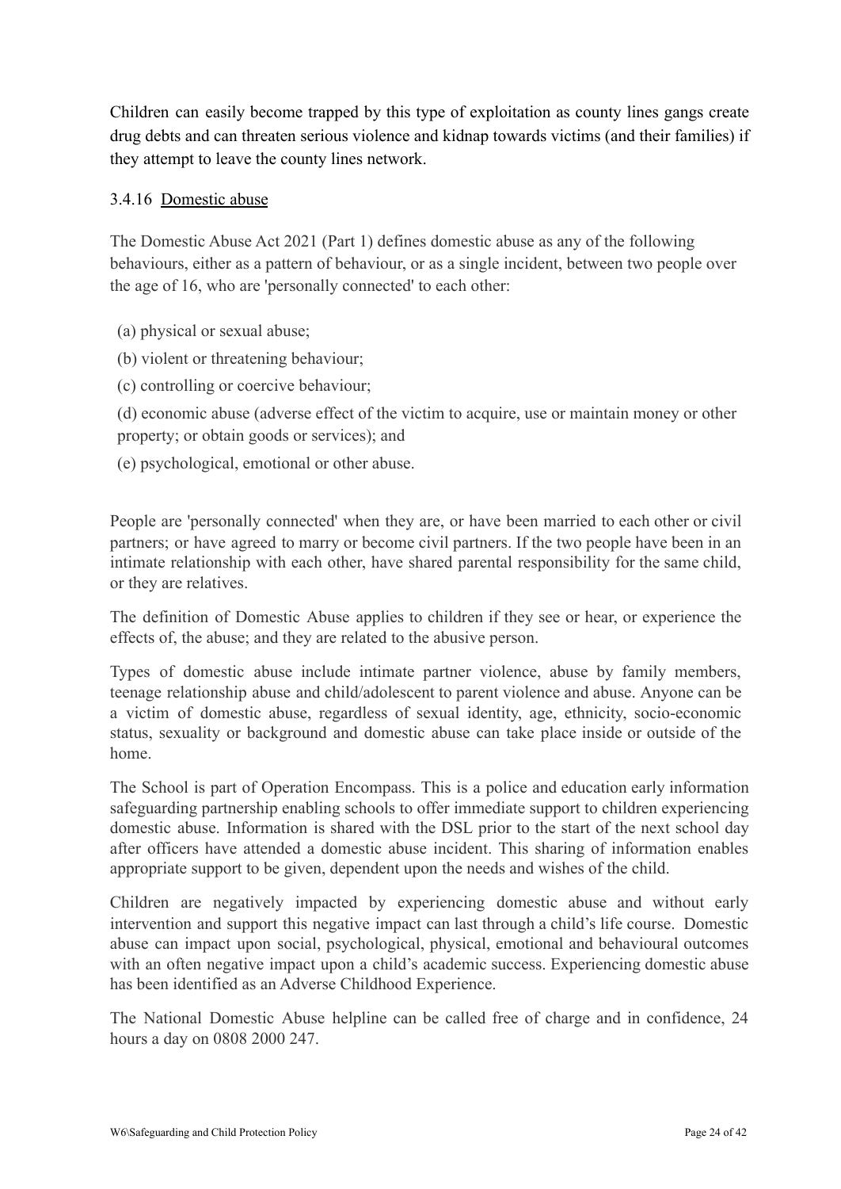Children can easily become trapped by this type of exploitation as county lines gangs create drug debts and can threaten serious violence and kidnap towards victims (and their families) if they attempt to leave the county lines network.

### 3.4.16 Domestic abuse

The Domestic Abuse Act 2021 (Part 1) defines domestic abuse as any of the following behaviours, either as a pattern of behaviour, or as a single incident, between two people over the age of 16, who are 'personally connected' to each other:

(a) physical or sexual abuse;

(b) violent or threatening behaviour;

(c) controlling or coercive behaviour;

(d) economic abuse (adverse effect of the victim to acquire, use or maintain money or other property; or obtain goods or services); and

(e) psychological, emotional or other abuse.

People are 'personally connected' when they are, or have been married to each other or civil partners; or have agreed to marry or become civil partners. If the two people have been in an intimate relationship with each other, have shared parental responsibility for the same child, or they are relatives.

The definition of Domestic Abuse applies to children if they see or hear, or experience the effects of, the abuse; and they are related to the abusive person.

Types of domestic abuse include intimate partner violence, abuse by family members, teenage relationship abuse and child/adolescent to parent violence and abuse. Anyone can be a victim of domestic abuse, regardless of sexual identity, age, ethnicity, socio-economic status, sexuality or background and domestic abuse can take place inside or outside of the home.

The School is part of Operation Encompass. This is a police and education early information safeguarding partnership enabling schools to offer immediate support to children experiencing domestic abuse. Information is shared with the DSL prior to the start of the next school day after officers have attended a domestic abuse incident. This sharing of information enables appropriate support to be given, dependent upon the needs and wishes of the child.

Children are negatively impacted by experiencing domestic abuse and without early intervention and support this negative impact can last through a child's life course. Domestic abuse can impact upon social, psychological, physical, emotional and behavioural outcomes with an often negative impact upon a child's academic success. Experiencing domestic abuse has been identified as an Adverse Childhood Experience.

The National Domestic Abuse helpline can be called free of charge and in confidence, 24 hours a day on 0808 2000 247.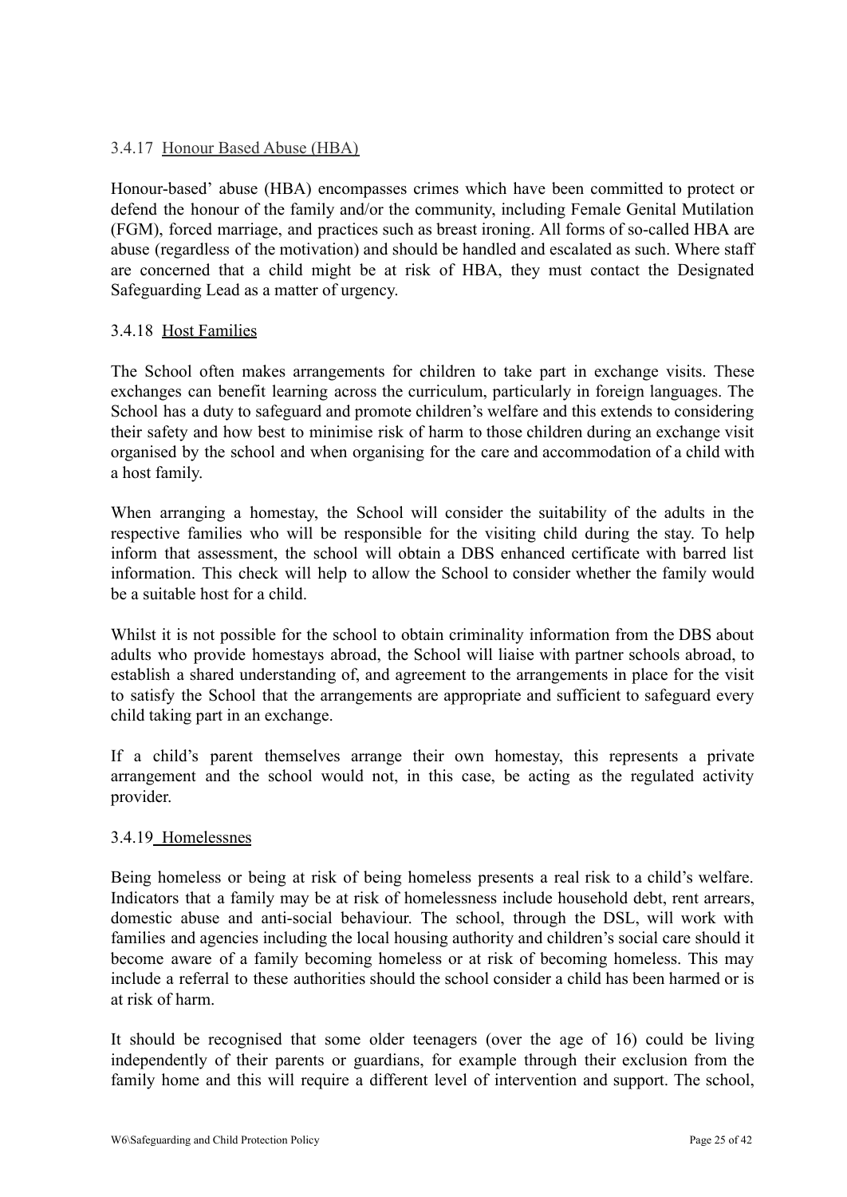### 3.4.17 Honour Based Abuse (HBA)

Honour-based' abuse (HBA) encompasses crimes which have been committed to protect or defend the honour of the family and/or the community, including Female Genital Mutilation (FGM), forced marriage, and practices such as breast ironing. All forms of so-called HBA are abuse (regardless of the motivation) and should be handled and escalated as such. Where staff are concerned that a child might be at risk of HBA, they must contact the Designated Safeguarding Lead as a matter of urgency.

### 3.4.18 Host Families

The School often makes arrangements for children to take part in exchange visits. These exchanges can benefit learning across the curriculum, particularly in foreign languages. The School has a duty to safeguard and promote children's welfare and this extends to considering their safety and how best to minimise risk of harm to those children during an exchange visit organised by the school and when organising for the care and accommodation of a child with a host family.

When arranging a homestay, the School will consider the suitability of the adults in the respective families who will be responsible for the visiting child during the stay. To help inform that assessment, the school will obtain a DBS enhanced certificate with barred list information. This check will help to allow the School to consider whether the family would be a suitable host for a child.

Whilst it is not possible for the school to obtain criminality information from the DBS about adults who provide homestays abroad, the School will liaise with partner schools abroad, to establish a shared understanding of, and agreement to the arrangements in place for the visit to satisfy the School that the arrangements are appropriate and sufficient to safeguard every child taking part in an exchange.

If a child's parent themselves arrange their own homestay, this represents a private arrangement and the school would not, in this case, be acting as the regulated activity provider.

### 3.4.19 Homelessnes

Being homeless or being at risk of being homeless presents a real risk to a child's welfare. Indicators that a family may be at risk of homelessness include household debt, rent arrears, domestic abuse and anti-social behaviour. The school, through the DSL, will work with families and agencies including the local housing authority and children's social care should it become aware of a family becoming homeless or at risk of becoming homeless. This may include a referral to these authorities should the school consider a child has been harmed or is at risk of harm.

It should be recognised that some older teenagers (over the age of 16) could be living independently of their parents or guardians, for example through their exclusion from the family home and this will require a different level of intervention and support. The school,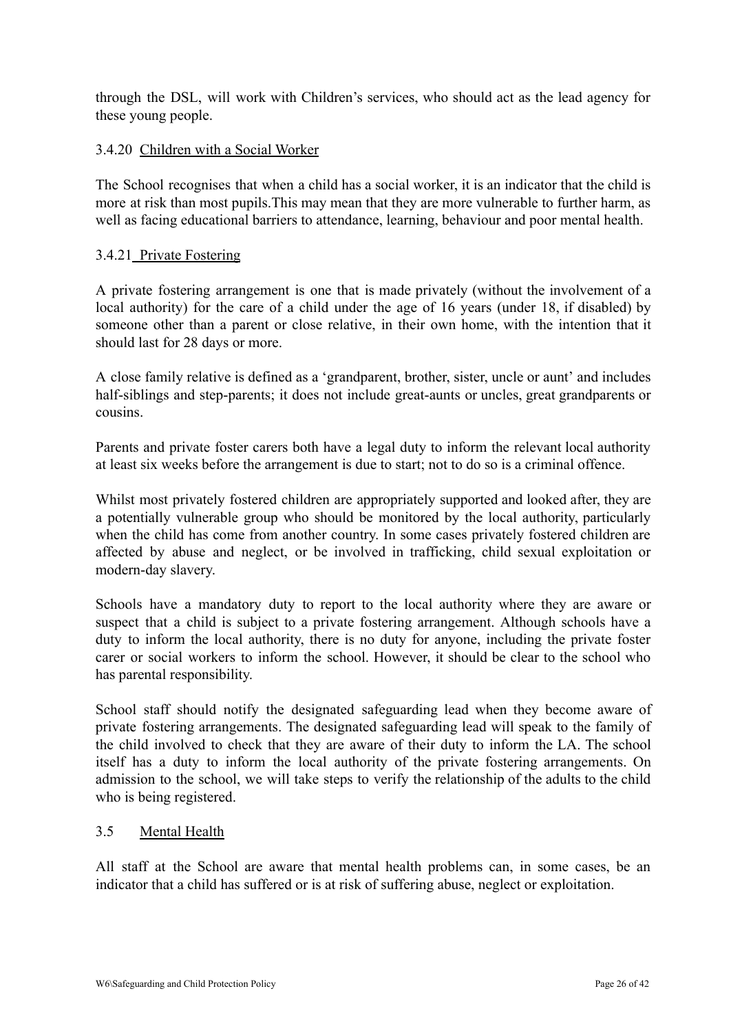through the DSL, will work with Children's services, who should act as the lead agency for these young people.

### 3.4.20 Children with a Social Worker

The School recognises that when a child has a social worker, it is an indicator that the child is more at risk than most pupils.This may mean that they are more vulnerable to further harm, as well as facing educational barriers to attendance, learning, behaviour and poor mental health.

### 3.4.21 Private Fostering

A private fostering arrangement is one that is made privately (without the involvement of a local authority) for the care of a child under the age of 16 years (under 18, if disabled) by someone other than a parent or close relative, in their own home, with the intention that it should last for 28 days or more.

A close family relative is defined as a 'grandparent, brother, sister, uncle or aunt' and includes half-siblings and step-parents; it does not include great-aunts or uncles, great grandparents or cousins.

Parents and private foster carers both have a legal duty to inform the relevant local authority at least six weeks before the arrangement is due to start; not to do so is a criminal offence.

Whilst most privately fostered children are appropriately supported and looked after, they are a potentially vulnerable group who should be monitored by the local authority, particularly when the child has come from another country. In some cases privately fostered children are affected by abuse and neglect, or be involved in trafficking, child sexual exploitation or modern-day slavery.

Schools have a mandatory duty to report to the local authority where they are aware or suspect that a child is subject to a private fostering arrangement. Although schools have a duty to inform the local authority, there is no duty for anyone, including the private foster carer or social workers to inform the school. However, it should be clear to the school who has parental responsibility.

School staff should notify the designated safeguarding lead when they become aware of private fostering arrangements. The designated safeguarding lead will speak to the family of the child involved to check that they are aware of their duty to inform the LA. The school itself has a duty to inform the local authority of the private fostering arrangements. On admission to the school, we will take steps to verify the relationship of the adults to the child who is being registered.

## 3.5 Mental Health

All staff at the School are aware that mental health problems can, in some cases, be an indicator that a child has suffered or is at risk of suffering abuse, neglect or exploitation.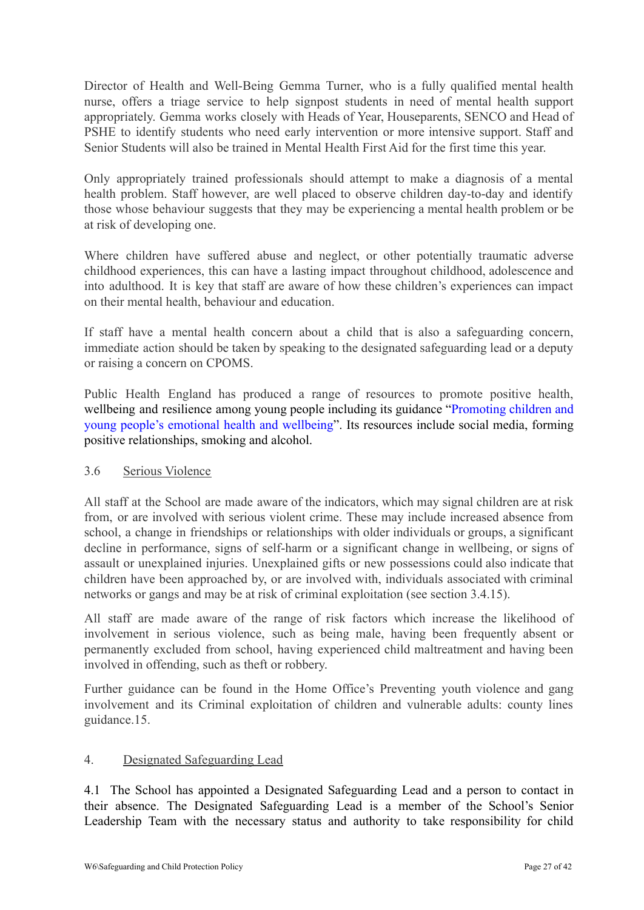Director of Health and Well-Being Gemma Turner, who is a fully qualified mental health nurse, offers a triage service to help signpost students in need of mental health support appropriately. Gemma works closely with Heads of Year, Houseparents, SENCO and Head of PSHE to identify students who need early intervention or more intensive support. Staff and Senior Students will also be trained in Mental Health First Aid for the first time this year.

Only appropriately trained professionals should attempt to make a diagnosis of a mental health problem. Staff however, are well placed to observe children day-to-day and identify those whose behaviour suggests that they may be experiencing a mental health problem or be at risk of developing one.

Where children have suffered abuse and neglect, or other potentially traumatic adverse childhood experiences, this can have a lasting impact throughout childhood, adolescence and into adulthood. It is key that staff are aware of how these children's experiences can impact on their mental health, behaviour and education.

If staff have a mental health concern about a child that is also a safeguarding concern, immediate action should be taken by speaking to the designated safeguarding lead or a deputy or raising a concern on CPOMS.

Public Health England has produced a range of resources to promote positive health, wellbeing and resilience among young people including its guidance "Promoting children and young people's emotional health and wellbeing". Its resources include social media, forming positive relationships, smoking and alcohol.

### 3.6 Serious Violence

All staff at the School are made aware of the indicators, which may signal children are at risk from, or are involved with serious violent crime. These may include increased absence from school, a change in friendships or relationships with older individuals or groups, a significant decline in performance, signs of self-harm or a significant change in wellbeing, or signs of assault or unexplained injuries. Unexplained gifts or new possessions could also indicate that children have been approached by, or are involved with, individuals associated with criminal networks or gangs and may be at risk of criminal exploitation (see section 3.4.15).

All staff are made aware of the range of risk factors which increase the likelihood of involvement in serious violence, such as being male, having been frequently absent or permanently excluded from school, having experienced child maltreatment and having been involved in offending, such as theft or robbery.

Further guidance can be found in the Home Office's Preventing youth violence and gang involvement and its Criminal exploitation of children and vulnerable adults: county lines guidance.15.

## 4. Designated Safeguarding Lead

4.1 The School has appointed a Designated Safeguarding Lead and a person to contact in their absence. The Designated Safeguarding Lead is a member of the School's Senior Leadership Team with the necessary status and authority to take responsibility for child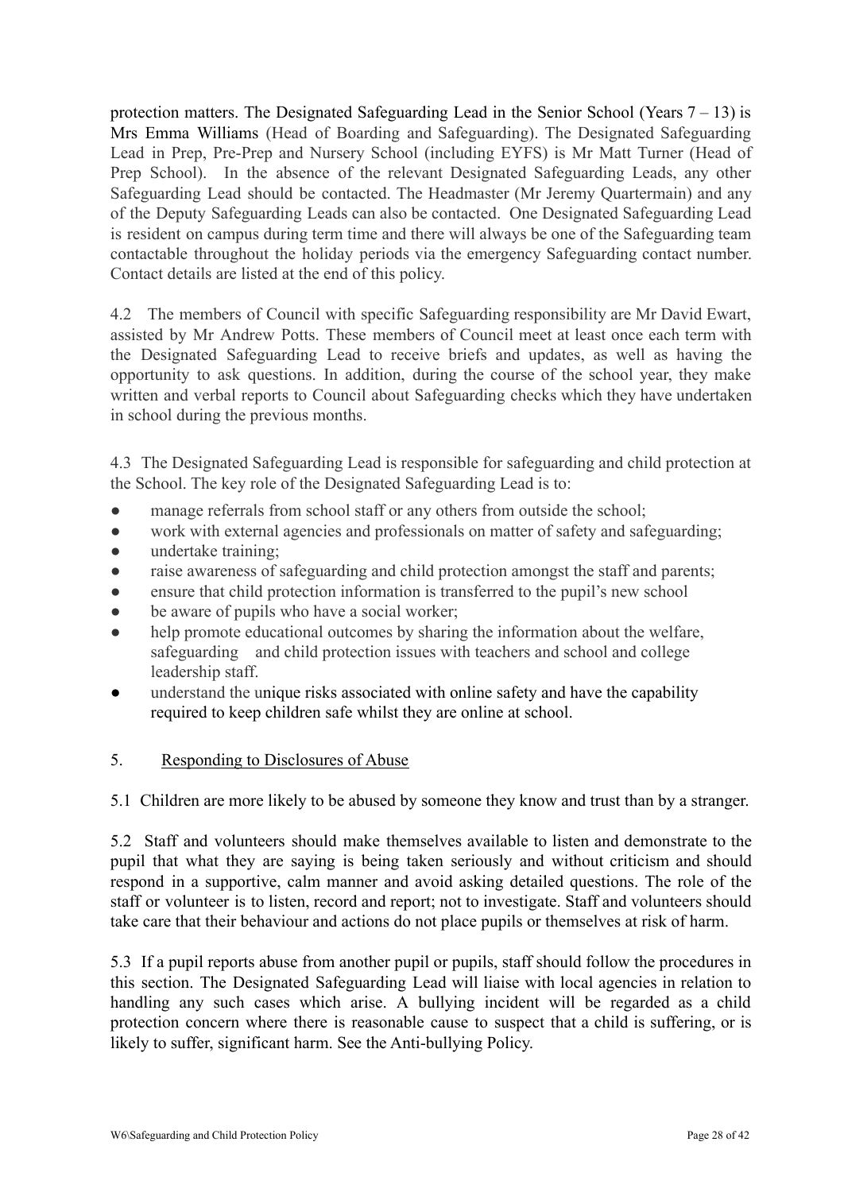protection matters. The Designated Safeguarding Lead in the Senior School (Years 7 – 13) is Mrs Emma Williams (Head of Boarding and Safeguarding). The Designated Safeguarding Lead in Prep, Pre-Prep and Nursery School (including EYFS) is Mr Matt Turner (Head of Prep School). In the absence of the relevant Designated Safeguarding Leads, any other Safeguarding Lead should be contacted. The Headmaster (Mr Jeremy Quartermain) and any of the Deputy Safeguarding Leads can also be contacted. One Designated Safeguarding Lead is resident on campus during term time and there will always be one of the Safeguarding team contactable throughout the holiday periods via the emergency Safeguarding contact number. Contact details are listed at the end of this policy.

4.2 The members of Council with specific Safeguarding responsibility are Mr David Ewart, assisted by Mr Andrew Potts. These members of Council meet at least once each term with the Designated Safeguarding Lead to receive briefs and updates, as well as having the opportunity to ask questions. In addition, during the course of the school year, they make written and verbal reports to Council about Safeguarding checks which they have undertaken in school during the previous months.

4.3 The Designated Safeguarding Lead is responsible for safeguarding and child protection at the School. The key role of the Designated Safeguarding Lead is to:

- manage referrals from school staff or any others from outside the school;
- work with external agencies and professionals on matter of safety and safeguarding;
- undertake training;
- raise awareness of safeguarding and child protection amongst the staff and parents;
- ensure that child protection information is transferred to the pupil's new school
- be aware of pupils who have a social worker;
- help promote educational outcomes by sharing the information about the welfare, safeguarding and child protection issues with teachers and school and college leadership staff.
- understand the unique risks associated with online safety and have the capability required to keep children safe whilst they are online at school.

## 5. Responding to Disclosures of Abuse

5.1 Children are more likely to be abused by someone they know and trust than by a stranger.

5.2 Staff and volunteers should make themselves available to listen and demonstrate to the pupil that what they are saying is being taken seriously and without criticism and should respond in a supportive, calm manner and avoid asking detailed questions. The role of the staff or volunteer is to listen, record and report; not to investigate. Staff and volunteers should take care that their behaviour and actions do not place pupils or themselves at risk of harm.

5.3 If a pupil reports abuse from another pupil or pupils, staff should follow the procedures in this section. The Designated Safeguarding Lead will liaise with local agencies in relation to handling any such cases which arise. A bullying incident will be regarded as a child protection concern where there is reasonable cause to suspect that a child is suffering, or is likely to suffer, significant harm. See the Anti-bullying Policy.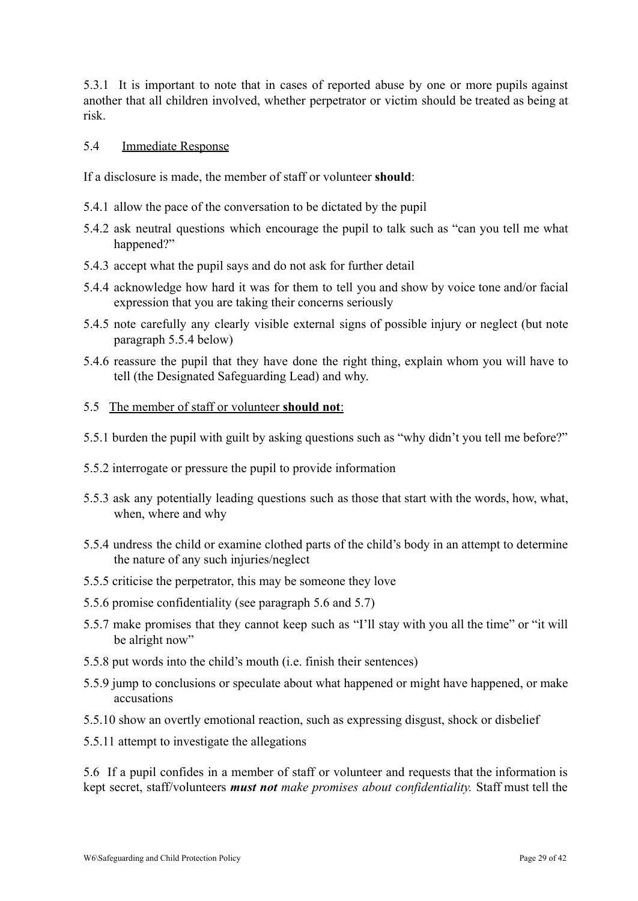5.3.1 It is important to note that in cases of reported abuse by one or more pupils against another that all children involved, whether perpetrator or victim should be treated as being at risk.

5.4 Immediate Response

If a disclosure is made, the member of staff or volunteer **should**:

5.4.1 allow the pace of the conversation to be dictated by the pupil

5.4.2 ask neutral questions which encourage the pupil to talk such as "can you tell me what happened?"

5.4.3 accept what the pupil says and do not ask for further detail

5.4.4 acknowledge how hard it was for them to tell you and show by voice tone and/or facial expression that you are taking their concerns seriously

5.4.5 note carefully any clearly visible external signs of possible injury or neglect (but note paragraph 5.5.4 below)

5.4.6 reassure the pupil that they have done the right thing, explain whom you will have to tell (the Designated Safeguarding Lead) and why.

5.5 The member of staff or volunteer **should not**:

5.5.1 burden the pupil with guilt by asking questions such as "why didn't you tell me before?"

5.5.2 interrogate or pressure the pupil to provide information

5.5.3 ask any potentially leading questions such as those that start with the words, how, what, when, where and why

5.5.4 undress the child or examine clothed parts of the child's body in an attempt to determine the nature of any such injuries/neglect

5.5.5 criticise the perpetrator, this may be someone they love

5.5.6 promise confidentiality (see paragraph 5.6 and 5.7)

5.5.7 make promises that they cannot keep such as "I'll stay with you all the time" or "it will be alright now"

5.5.8 put words into the child's mouth (i.e. finish their sentences)

5.5.9 jump to conclusions or speculate about what happened or might have happened, or make accusations

5.5.10 show an overtly emotional reaction, such as expressing disgust, shock or disbelief

5.5.11 attempt to investigate the allegations

5.6 If a pupil confides in a member of staff or volunteer and requests that the information is kept secret, staff/volunteers ***must not*** *make promises about confidentiality.* Staff must tell the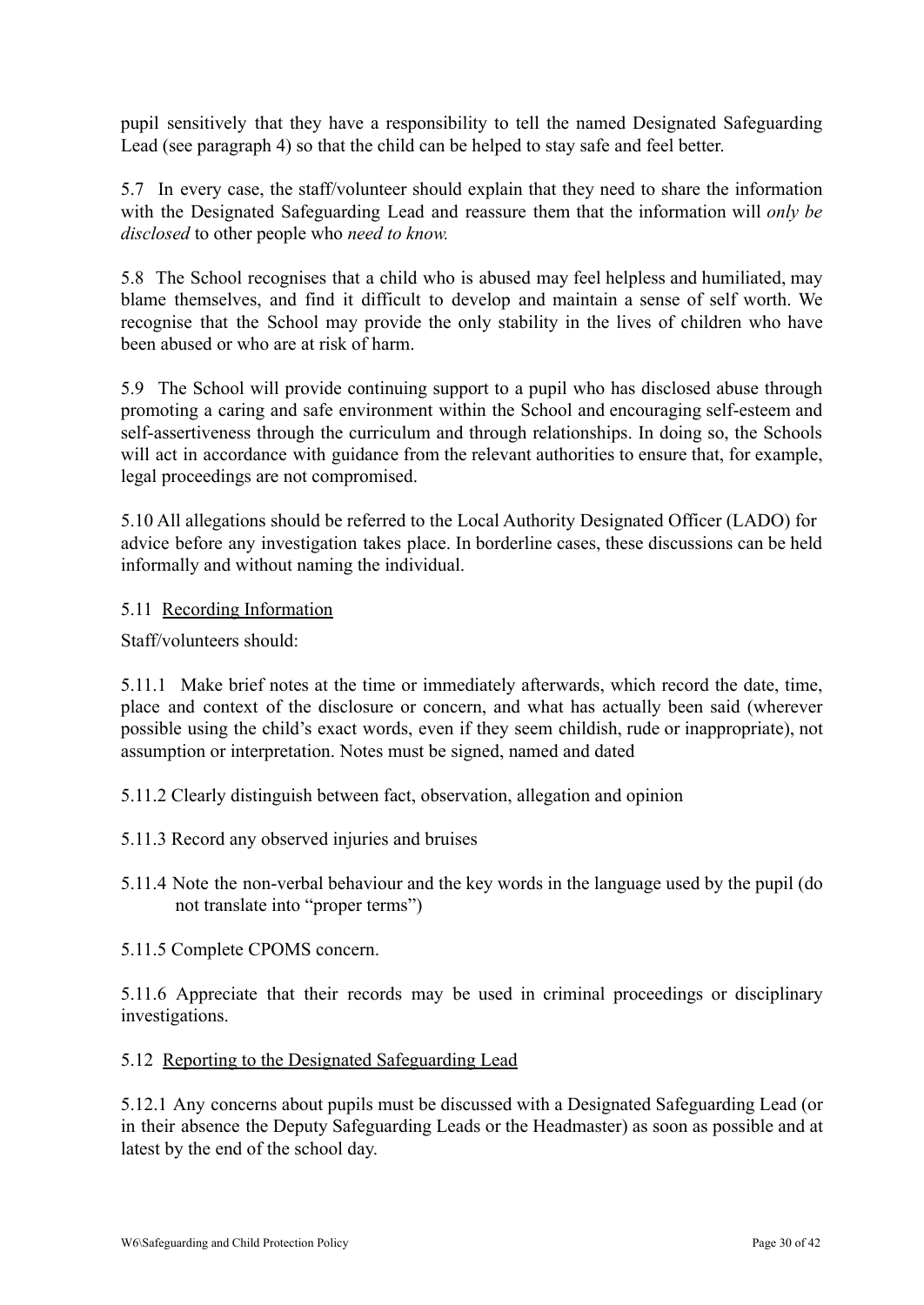pupil sensitively that they have a responsibility to tell the named Designated Safeguarding Lead (see paragraph 4) so that the child can be helped to stay safe and feel better.

5.7 In every case, the staff/volunteer should explain that they need to share the information with the Designated Safeguarding Lead and reassure them that the information will *only be disclosed* to other people who *need to know.*

5.8 The School recognises that a child who is abused may feel helpless and humiliated, may blame themselves, and find it difficult to develop and maintain a sense of self worth. We recognise that the School may provide the only stability in the lives of children who have been abused or who are at risk of harm.

5.9 The School will provide continuing support to a pupil who has disclosed abuse through promoting a caring and safe environment within the School and encouraging self-esteem and self-assertiveness through the curriculum and through relationships. In doing so, the Schools will act in accordance with guidance from the relevant authorities to ensure that, for example, legal proceedings are not compromised.

5.10 All allegations should be referred to the Local Authority Designated Officer (LADO) for advice before any investigation takes place. In borderline cases, these discussions can be held informally and without naming the individual.

5.11 <u>Recording Information</u>

Staff/volunteers should:

5.11.1 Make brief notes at the time or immediately afterwards, which record the date, time, place and context of the disclosure or concern, and what has actually been said (wherever possible using the child's exact words, even if they seem childish, rude or inappropriate), not assumption or interpretation. Notes must be signed, named and dated

5.11.2 Clearly distinguish between fact, observation, allegation and opinion

5.11.3 Record any observed injuries and bruises

5.11.4 Note the non-verbal behaviour and the key words in the language used by the pupil (do not translate into "proper terms")

5.11.5 Complete CPOMS concern.

5.11.6 Appreciate that their records may be used in criminal proceedings or disciplinary investigations.

5.12 <u>Reporting to the Designated Safeguarding Lead</u>

5.12.1 Any concerns about pupils must be discussed with a Designated Safeguarding Lead (or in their absence the Deputy Safeguarding Leads or the Headmaster) as soon as possible and at latest by the end of the school day.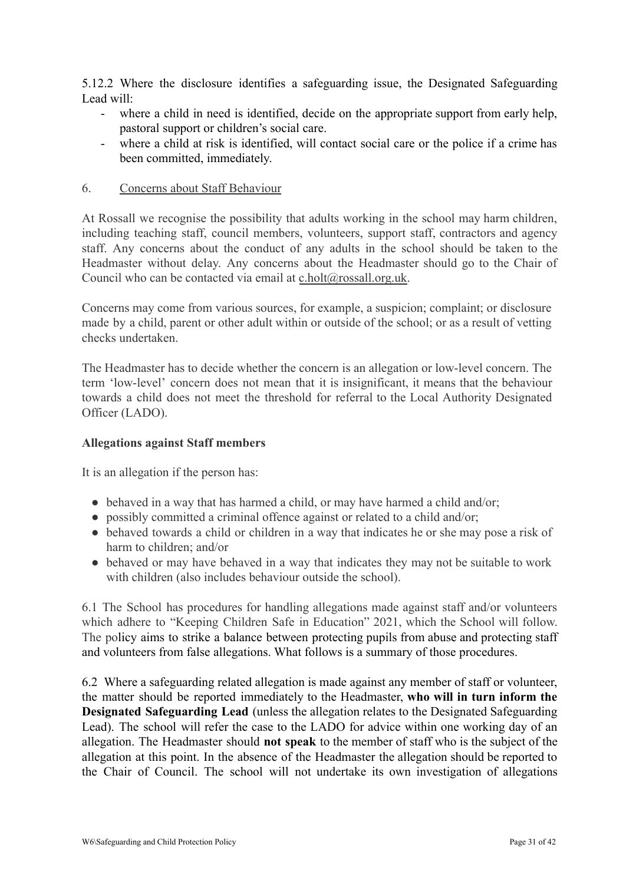5.12.2 Where the disclosure identifies a safeguarding issue, the Designated Safeguarding Lead will:

- where a child in need is identified, decide on the appropriate support from early help, pastoral support or children's social care.
- where a child at risk is identified, will contact social care or the police if a crime has been committed, immediately.

## 6. Concerns about Staff Behaviour

At Rossall we recognise the possibility that adults working in the school may harm children, including teaching staff, council members, volunteers, support staff, contractors and agency staff. Any concerns about the conduct of any adults in the school should be taken to the Headmaster without delay. Any concerns about the Headmaster should go to the Chair of Council who can be contacted via email at c.holt@rossall.org.uk.

Concerns may come from various sources, for example, a suspicion; complaint; or disclosure made by a child, parent or other adult within or outside of the school; or as a result of vetting checks undertaken.

The Headmaster has to decide whether the concern is an allegation or low-level concern. The term 'low-level' concern does not mean that it is insignificant, it means that the behaviour towards a child does not meet the threshold for referral to the Local Authority Designated Officer (LADO).

**Allegations against Staff members**

It is an allegation if the person has:

- behaved in a way that has harmed a child, or may have harmed a child and/or;
- possibly committed a criminal offence against or related to a child and/or;
- behaved towards a child or children in a way that indicates he or she may pose a risk of harm to children; and/or
- behaved or may have behaved in a way that indicates they may not be suitable to work with children (also includes behaviour outside the school).

6.1 The School has procedures for handling allegations made against staff and/or volunteers which adhere to "Keeping Children Safe in Education" 2021, which the School will follow. The policy aims to strike a balance between protecting pupils from abuse and protecting staff and volunteers from false allegations. What follows is a summary of those procedures.

6.2 Where a safeguarding related allegation is made against any member of staff or volunteer, the matter should be reported immediately to the Headmaster, **who will in turn inform the Designated Safeguarding Lead** (unless the allegation relates to the Designated Safeguarding Lead). The school will refer the case to the LADO for advice within one working day of an allegation. The Headmaster should **not speak** to the member of staff who is the subject of the allegation at this point. In the absence of the Headmaster the allegation should be reported to the Chair of Council. The school will not undertake its own investigation of allegations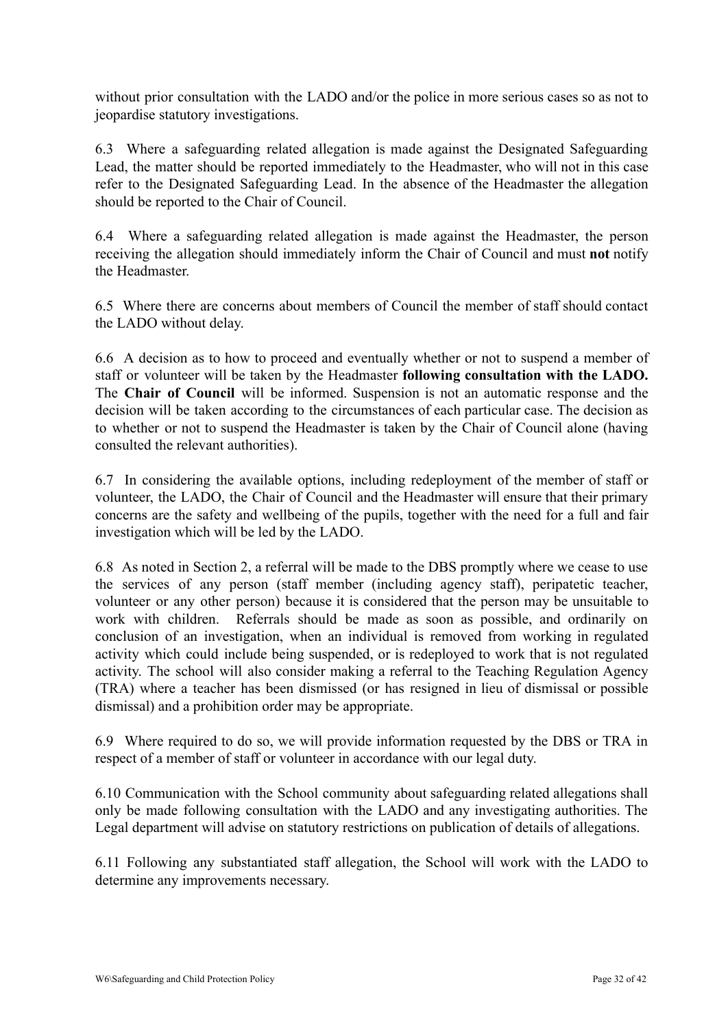without prior consultation with the LADO and/or the police in more serious cases so as not to jeopardise statutory investigations.

6.3 Where a safeguarding related allegation is made against the Designated Safeguarding Lead, the matter should be reported immediately to the Headmaster, who will not in this case refer to the Designated Safeguarding Lead. In the absence of the Headmaster the allegation should be reported to the Chair of Council.

6.4 Where a safeguarding related allegation is made against the Headmaster, the person receiving the allegation should immediately inform the Chair of Council and must **not** notify the Headmaster.

6.5 Where there are concerns about members of Council the member of staff should contact the LADO without delay.

6.6 A decision as to how to proceed and eventually whether or not to suspend a member of staff or volunteer will be taken by the Headmaster **following consultation with the LADO.** The **Chair of Council** will be informed. Suspension is not an automatic response and the decision will be taken according to the circumstances of each particular case. The decision as to whether or not to suspend the Headmaster is taken by the Chair of Council alone (having consulted the relevant authorities).

6.7 In considering the available options, including redeployment of the member of staff or volunteer, the LADO, the Chair of Council and the Headmaster will ensure that their primary concerns are the safety and wellbeing of the pupils, together with the need for a full and fair investigation which will be led by the LADO.

6.8 As noted in Section 2, a referral will be made to the DBS promptly where we cease to use the services of any person (staff member (including agency staff), peripatetic teacher, volunteer or any other person) because it is considered that the person may be unsuitable to work with children. Referrals should be made as soon as possible, and ordinarily on conclusion of an investigation, when an individual is removed from working in regulated activity which could include being suspended, or is redeployed to work that is not regulated activity. The school will also consider making a referral to the Teaching Regulation Agency (TRA) where a teacher has been dismissed (or has resigned in lieu of dismissal or possible dismissal) and a prohibition order may be appropriate.

6.9 Where required to do so, we will provide information requested by the DBS or TRA in respect of a member of staff or volunteer in accordance with our legal duty.

6.10 Communication with the School community about safeguarding related allegations shall only be made following consultation with the LADO and any investigating authorities. The Legal department will advise on statutory restrictions on publication of details of allegations.

6.11 Following any substantiated staff allegation, the School will work with the LADO to determine any improvements necessary.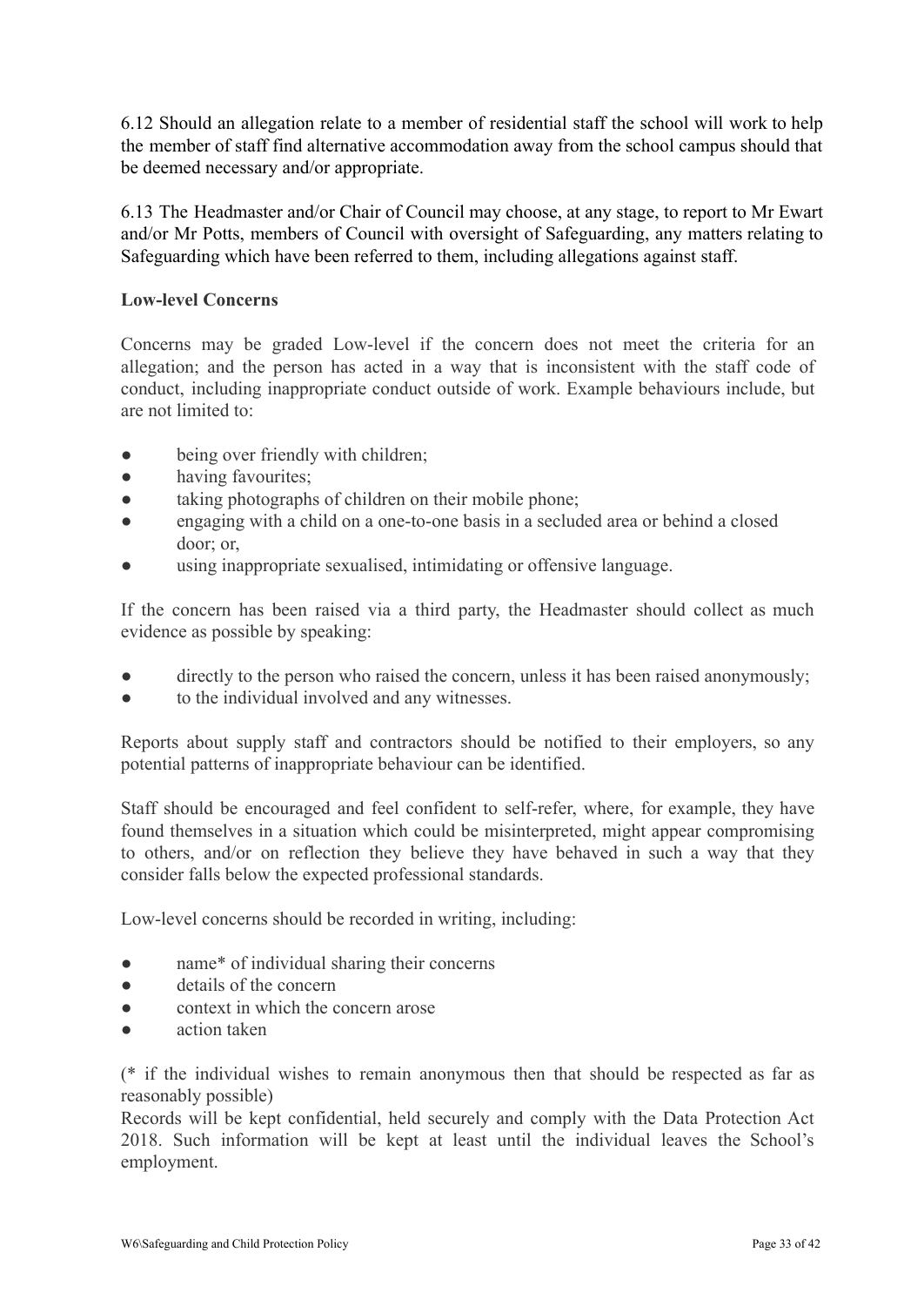6.12 Should an allegation relate to a member of residential staff the school will work to help the member of staff find alternative accommodation away from the school campus should that be deemed necessary and/or appropriate.

6.13 The Headmaster and/or Chair of Council may choose, at any stage, to report to Mr Ewart and/or Mr Potts, members of Council with oversight of Safeguarding, any matters relating to Safeguarding which have been referred to them, including allegations against staff.

**Low-level Concerns**

Concerns may be graded Low-level if the concern does not meet the criteria for an allegation; and the person has acted in a way that is inconsistent with the staff code of conduct, including inappropriate conduct outside of work. Example behaviours include, but are not limited to:

- being over friendly with children;
- having favourites;
- taking photographs of children on their mobile phone;
- engaging with a child on a one-to-one basis in a secluded area or behind a closed door; or,
- using inappropriate sexualised, intimidating or offensive language.

If the concern has been raised via a third party, the Headmaster should collect as much evidence as possible by speaking:

- directly to the person who raised the concern, unless it has been raised anonymously;
- to the individual involved and any witnesses.

Reports about supply staff and contractors should be notified to their employers, so any potential patterns of inappropriate behaviour can be identified.

Staff should be encouraged and feel confident to self-refer, where, for example, they have found themselves in a situation which could be misinterpreted, might appear compromising to others, and/or on reflection they believe they have behaved in such a way that they consider falls below the expected professional standards.

Low-level concerns should be recorded in writing, including:

- name* of individual sharing their concerns
- details of the concern
- context in which the concern arose
- action taken

(* if the individual wishes to remain anonymous then that should be respected as far as reasonably possible)
Records will be kept confidential, held securely and comply with the Data Protection Act 2018. Such information will be kept at least until the individual leaves the School's employment.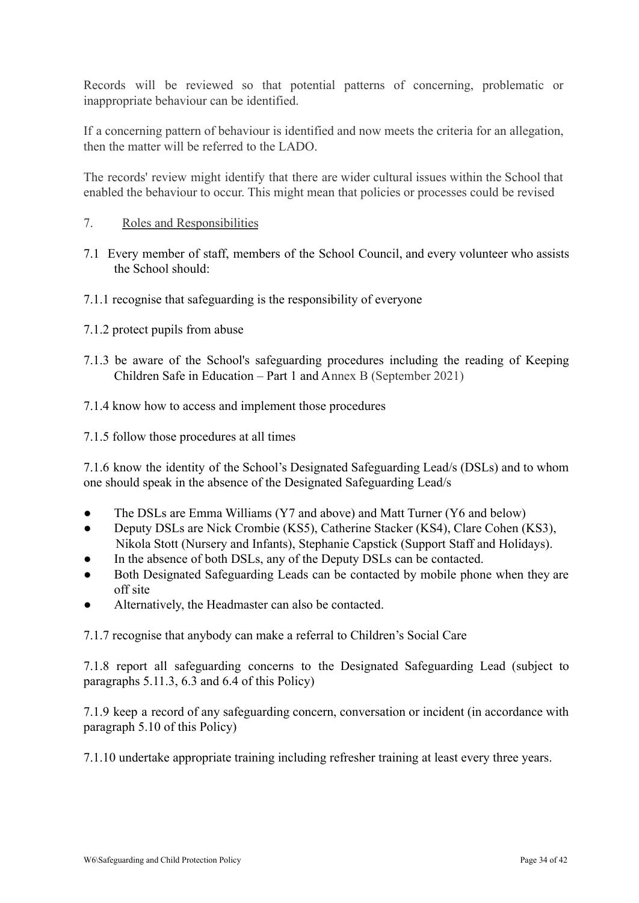Records will be reviewed so that potential patterns of concerning, problematic or inappropriate behaviour can be identified.

If a concerning pattern of behaviour is identified and now meets the criteria for an allegation, then the matter will be referred to the LADO.

The records' review might identify that there are wider cultural issues within the School that enabled the behaviour to occur. This might mean that policies or processes could be revised

## 7. Roles and Responsibilities

7.1 Every member of staff, members of the School Council, and every volunteer who assists the School should:

7.1.1 recognise that safeguarding is the responsibility of everyone

7.1.2 protect pupils from abuse

7.1.3 be aware of the School's safeguarding procedures including the reading of Keeping Children Safe in Education – Part 1 and Annex B (September 2021)

7.1.4 know how to access and implement those procedures

7.1.5 follow those procedures at all times

7.1.6 know the identity of the School's Designated Safeguarding Lead/s (DSLs) and to whom one should speak in the absence of the Designated Safeguarding Lead/s

- The DSLs are Emma Williams (Y7 and above) and Matt Turner (Y6 and below)
- Deputy DSLs are Nick Crombie (KS5), Catherine Stacker (KS4), Clare Cohen (KS3), Nikola Stott (Nursery and Infants), Stephanie Capstick (Support Staff and Holidays).
- In the absence of both DSLs, any of the Deputy DSLs can be contacted.
- Both Designated Safeguarding Leads can be contacted by mobile phone when they are off site
- Alternatively, the Headmaster can also be contacted.

7.1.7 recognise that anybody can make a referral to Children's Social Care

7.1.8 report all safeguarding concerns to the Designated Safeguarding Lead (subject to paragraphs 5.11.3, 6.3 and 6.4 of this Policy)

7.1.9 keep a record of any safeguarding concern, conversation or incident (in accordance with paragraph 5.10 of this Policy)

7.1.10 undertake appropriate training including refresher training at least every three years.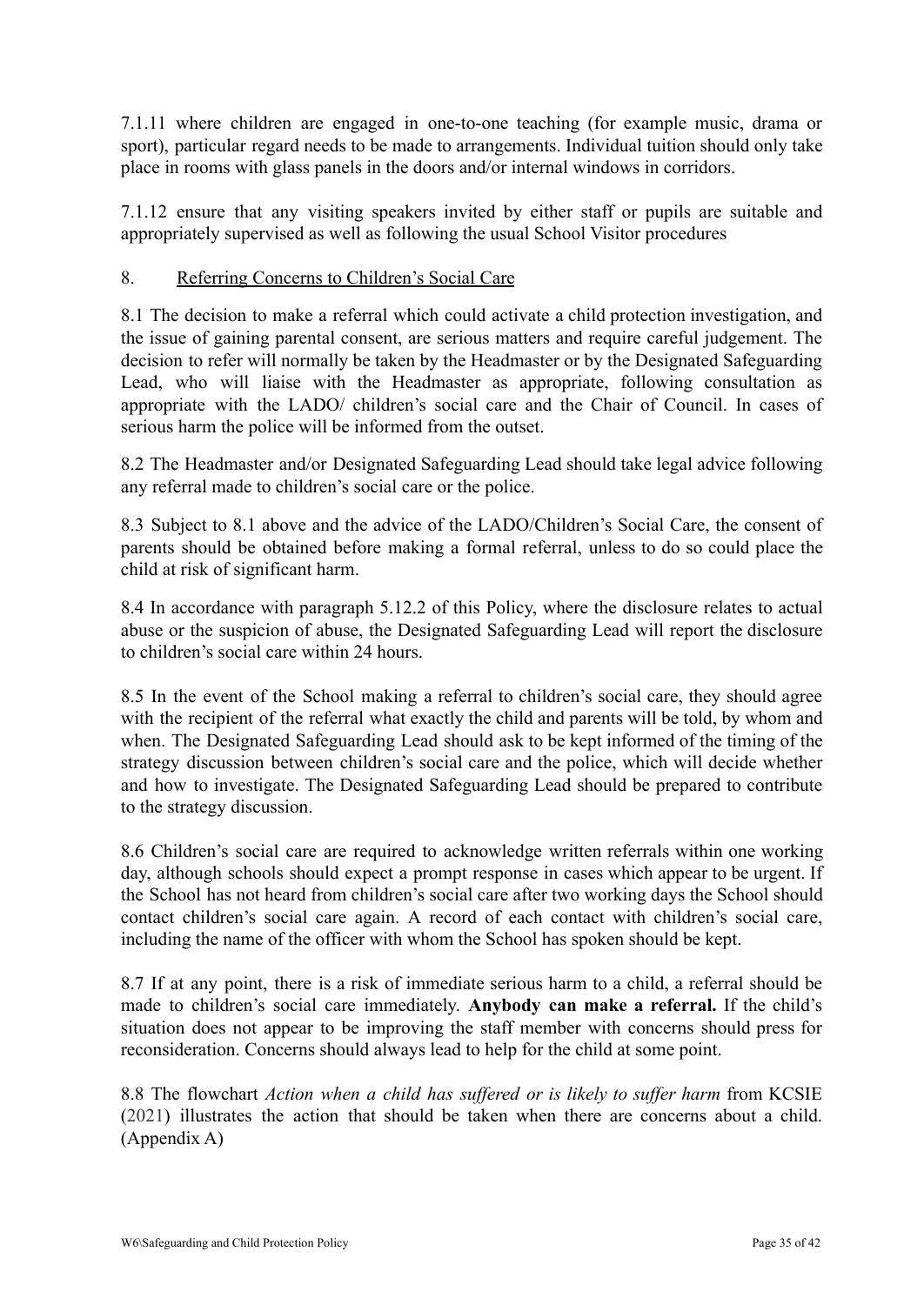7.1.11 where children are engaged in one-to-one teaching (for example music, drama or sport), particular regard needs to be made to arrangements. Individual tuition should only take place in rooms with glass panels in the doors and/or internal windows in corridors.

7.1.12 ensure that any visiting speakers invited by either staff or pupils are suitable and appropriately supervised as well as following the usual School Visitor procedures

## 8. Referring Concerns to Children's Social Care

8.1 The decision to make a referral which could activate a child protection investigation, and the issue of gaining parental consent, are serious matters and require careful judgement. The decision to refer will normally be taken by the Headmaster or by the Designated Safeguarding Lead, who will liaise with the Headmaster as appropriate, following consultation as appropriate with the LADO/ children's social care and the Chair of Council. In cases of serious harm the police will be informed from the outset.

8.2 The Headmaster and/or Designated Safeguarding Lead should take legal advice following any referral made to children's social care or the police.

8.3 Subject to 8.1 above and the advice of the LADO/Children's Social Care, the consent of parents should be obtained before making a formal referral, unless to do so could place the child at risk of significant harm.

8.4 In accordance with paragraph 5.12.2 of this Policy, where the disclosure relates to actual abuse or the suspicion of abuse, the Designated Safeguarding Lead will report the disclosure to children's social care within 24 hours.

8.5 In the event of the School making a referral to children's social care, they should agree with the recipient of the referral what exactly the child and parents will be told, by whom and when. The Designated Safeguarding Lead should ask to be kept informed of the timing of the strategy discussion between children's social care and the police, which will decide whether and how to investigate. The Designated Safeguarding Lead should be prepared to contribute to the strategy discussion.

8.6 Children's social care are required to acknowledge written referrals within one working day, although schools should expect a prompt response in cases which appear to be urgent. If the School has not heard from children's social care after two working days the School should contact children's social care again. A record of each contact with children's social care, including the name of the officer with whom the School has spoken should be kept.

8.7 If at any point, there is a risk of immediate serious harm to a child, a referral should be made to children's social care immediately. **Anybody can make a referral.** If the child's situation does not appear to be improving the staff member with concerns should press for reconsideration. Concerns should always lead to help for the child at some point.

8.8 The flowchart *Action when a child has suffered or is likely to suffer harm* from KCSIE (2021) illustrates the action that should be taken when there are concerns about a child. (Appendix A)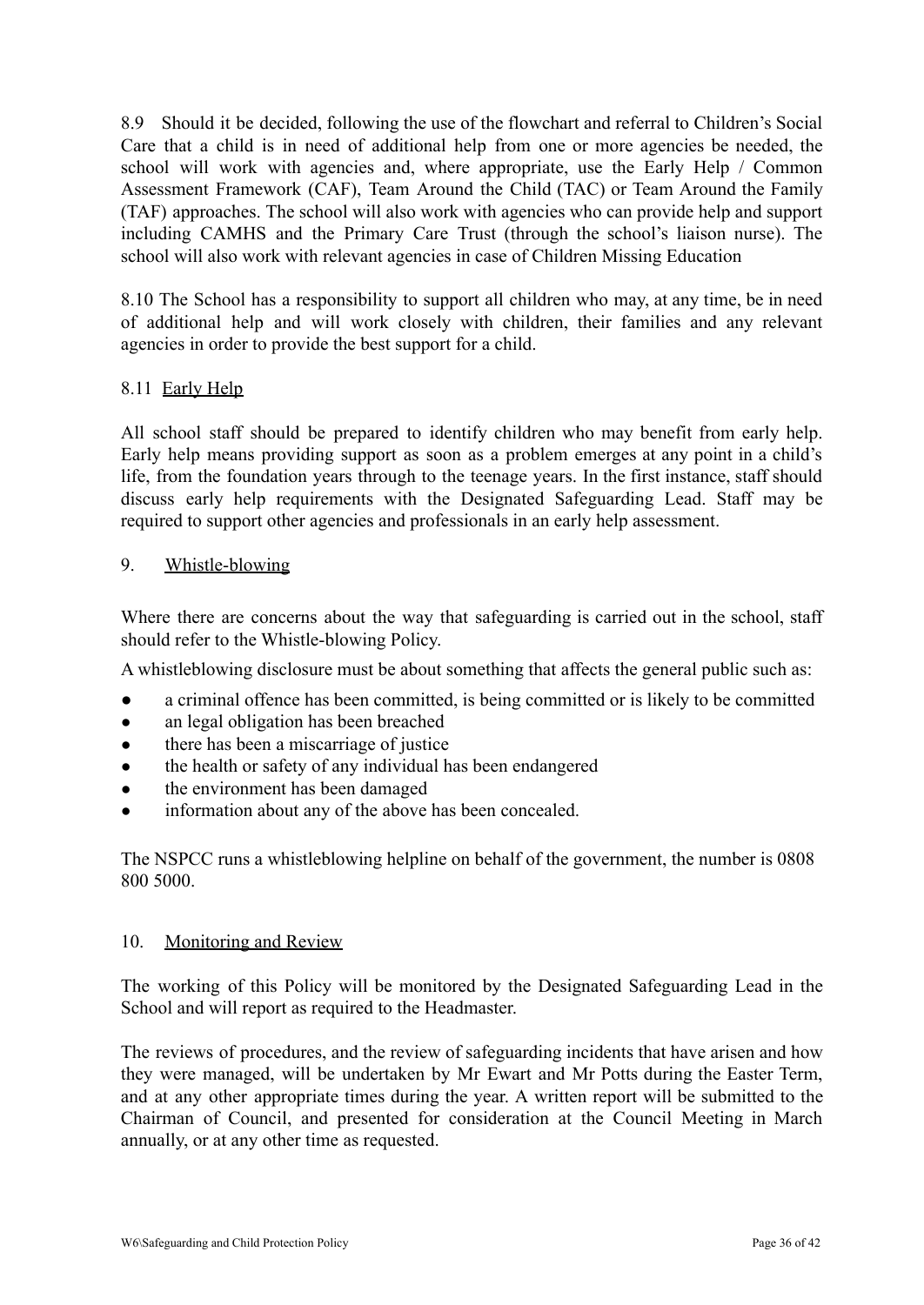8.9 Should it be decided, following the use of the flowchart and referral to Children's Social Care that a child is in need of additional help from one or more agencies be needed, the school will work with agencies and, where appropriate, use the Early Help / Common Assessment Framework (CAF), Team Around the Child (TAC) or Team Around the Family (TAF) approaches. The school will also work with agencies who can provide help and support including CAMHS and the Primary Care Trust (through the school's liaison nurse). The school will also work with relevant agencies in case of Children Missing Education

8.10 The School has a responsibility to support all children who may, at any time, be in need of additional help and will work closely with children, their families and any relevant agencies in order to provide the best support for a child.

8.11 Early Help

All school staff should be prepared to identify children who may benefit from early help. Early help means providing support as soon as a problem emerges at any point in a child's life, from the foundation years through to the teenage years. In the first instance, staff should discuss early help requirements with the Designated Safeguarding Lead. Staff may be required to support other agencies and professionals in an early help assessment.

## 9. Whistle-blowing

Where there are concerns about the way that safeguarding is carried out in the school, staff should refer to the Whistle-blowing Policy.

A whistleblowing disclosure must be about something that affects the general public such as:

- a criminal offence has been committed, is being committed or is likely to be committed
- an legal obligation has been breached
- there has been a miscarriage of justice
- the health or safety of any individual has been endangered
- the environment has been damaged
- information about any of the above has been concealed.

The NSPCC runs a whistleblowing helpline on behalf of the government, the number is 0808 800 5000.

## 10. Monitoring and Review

The working of this Policy will be monitored by the Designated Safeguarding Lead in the School and will report as required to the Headmaster.

The reviews of procedures, and the review of safeguarding incidents that have arisen and how they were managed, will be undertaken by Mr Ewart and Mr Potts during the Easter Term, and at any other appropriate times during the year. A written report will be submitted to the Chairman of Council, and presented for consideration at the Council Meeting in March annually, or at any other time as requested.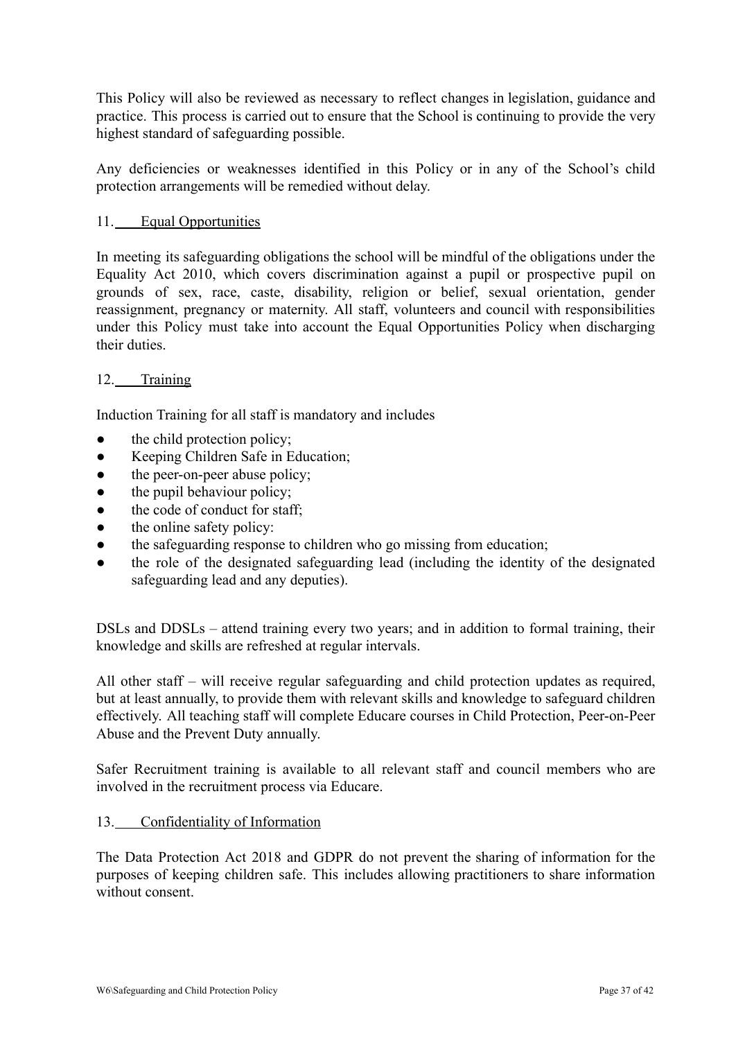This Policy will also be reviewed as necessary to reflect changes in legislation, guidance and practice. This process is carried out to ensure that the School is continuing to provide the very highest standard of safeguarding possible.

Any deficiencies or weaknesses identified in this Policy or in any of the School's child protection arrangements will be remedied without delay.

## 11. Equal Opportunities

In meeting its safeguarding obligations the school will be mindful of the obligations under the Equality Act 2010, which covers discrimination against a pupil or prospective pupil on grounds of sex, race, caste, disability, religion or belief, sexual orientation, gender reassignment, pregnancy or maternity. All staff, volunteers and council with responsibilities under this Policy must take into account the Equal Opportunities Policy when discharging their duties.

## 12. Training

Induction Training for all staff is mandatory and includes

- the child protection policy;
- Keeping Children Safe in Education;
- the peer-on-peer abuse policy;
- the pupil behaviour policy;
- the code of conduct for staff;
- the online safety policy:
- the safeguarding response to children who go missing from education;
- the role of the designated safeguarding lead (including the identity of the designated safeguarding lead and any deputies).

DSLs and DDSLs – attend training every two years; and in addition to formal training, their knowledge and skills are refreshed at regular intervals.

All other staff – will receive regular safeguarding and child protection updates as required, but at least annually, to provide them with relevant skills and knowledge to safeguard children effectively. All teaching staff will complete Educare courses in Child Protection, Peer-on-Peer Abuse and the Prevent Duty annually.

Safer Recruitment training is available to all relevant staff and council members who are involved in the recruitment process via Educare.

## 13. Confidentiality of Information

The Data Protection Act 2018 and GDPR do not prevent the sharing of information for the purposes of keeping children safe. This includes allowing practitioners to share information without consent.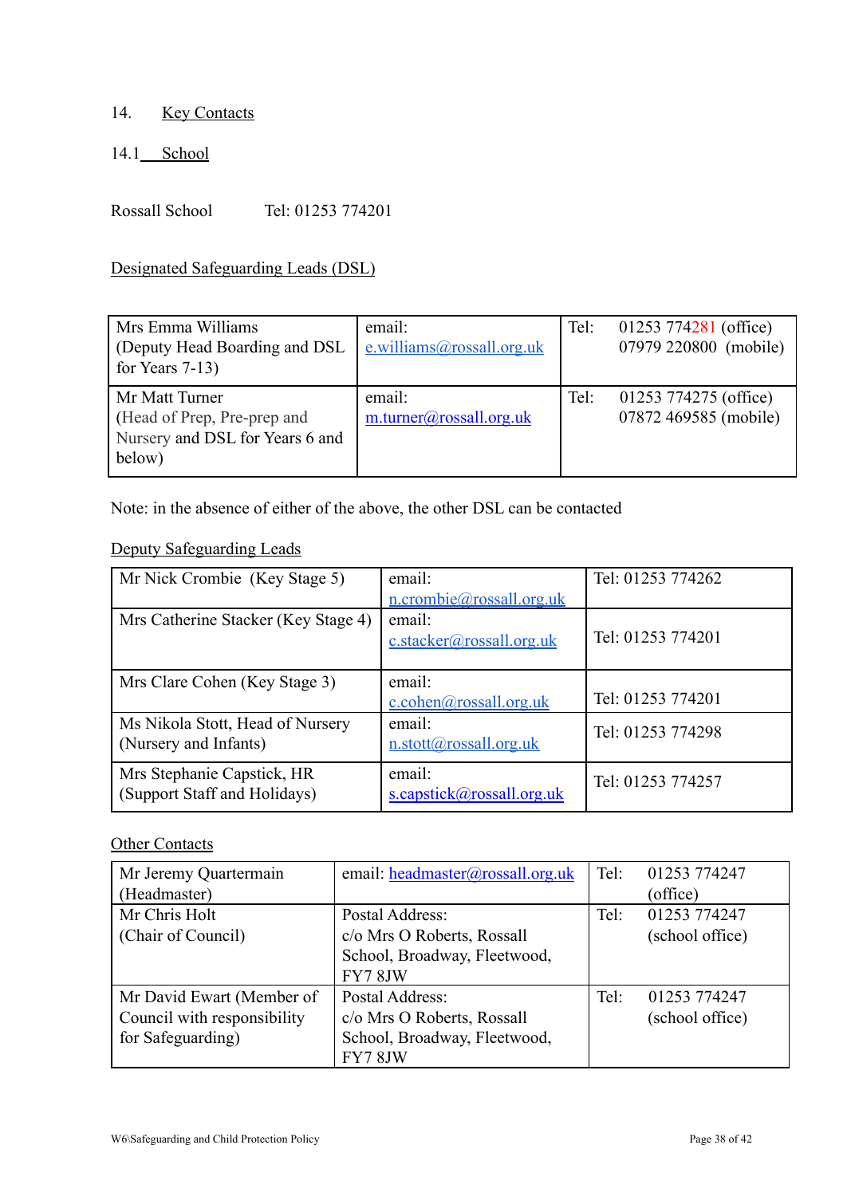14. Key Contacts

14.1 School

Rossall School Tel: 01253 774201

Designated Safeguarding Leads (DSL)

| | | |
|---|---|---|
| Mrs Emma Williams (Deputy Head Boarding and DSL for Years 7-13) | email: e.williams@rossall.org.uk | Tel: 01253 774281 (office) 07979 220800 (mobile) |
| Mr Matt Turner (Head of Prep, Pre-prep and Nursery and DSL for Years 6 and below) | email: m.turner@rossall.org.uk | Tel: 01253 774275 (office) 07872 469585 (mobile) |

Note: in the absence of either of the above, the other DSL can be contacted

Deputy Safeguarding Leads

| | | |
|---|---|---|
| Mr Nick Crombie (Key Stage 5) | email: n.crombie@rossall.org.uk | Tel: 01253 774262 |
| Mrs Catherine Stacker (Key Stage 4) | email: c.stacker@rossall.org.uk | Tel: 01253 774201 |
| Mrs Clare Cohen (Key Stage 3) | email: c.cohen@rossall.org.uk | Tel: 01253 774201 |
| Ms Nikola Stott, Head of Nursery (Nursery and Infants) | email: n.stott@rossall.org.uk | Tel: 01253 774298 |
| Mrs Stephanie Capstick, HR (Support Staff and Holidays) | email: s.capstick@rossall.org.uk | Tel: 01253 774257 |

Other Contacts

| | | |
|---|---|---|
| Mr Jeremy Quartermain (Headmaster) | email: headmaster@rossall.org.uk | Tel: 01253 774247 (office) |
| Mr Chris Holt (Chair of Council) | Postal Address: c/o Mrs O Roberts, Rossall School, Broadway, Fleetwood, FY7 8JW | Tel: 01253 774247 (school office) |
| Mr David Ewart (Member of Council with responsibility for Safeguarding) | Postal Address: c/o Mrs O Roberts, Rossall School, Broadway, Fleetwood, FY7 8JW | Tel: 01253 774247 (school office) |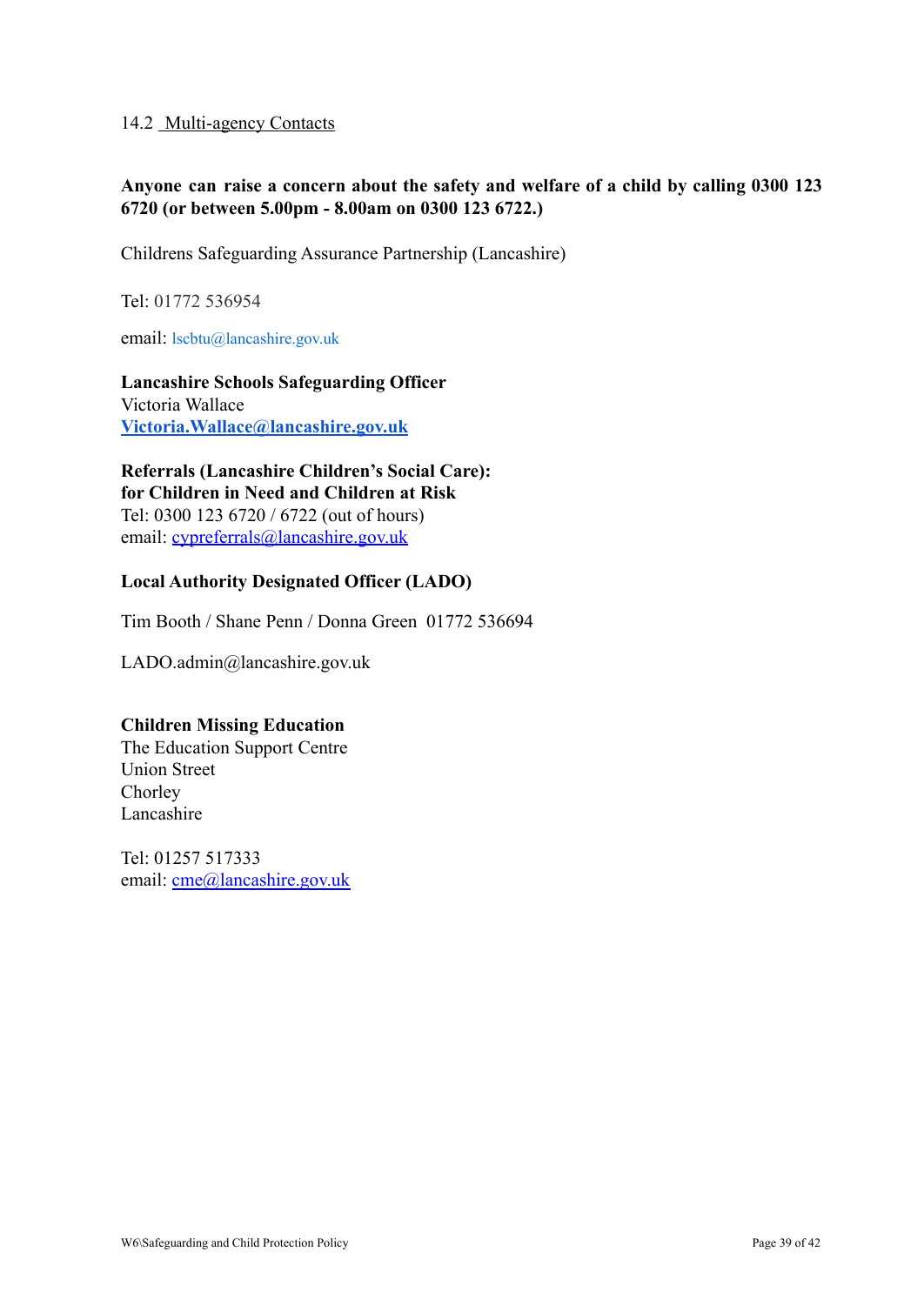## 14.2 Multi-agency Contacts

**Anyone can raise a concern about the safety and welfare of a child by calling 0300 123 6720 (or between 5.00pm - 8.00am on 0300 123 6722.)**

Childrens Safeguarding Assurance Partnership (Lancashire)

Tel: 01772 536954

email: lscbtu@lancashire.gov.uk

**Lancashire Schools Safeguarding Officer**
Victoria Wallace
**Victoria.Wallace@lancashire.gov.uk**

**Referrals (Lancashire Children's Social Care):**
**for Children in Need and Children at Risk**
Tel: 0300 123 6720 / 6722 (out of hours)
email: cypreferrals@lancashire.gov.uk

**Local Authority Designated Officer (LADO)**

Tim Booth / Shane Penn / Donna Green 01772 536694

LADO.admin@lancashire.gov.uk

**Children Missing Education**
The Education Support Centre
Union Street
Chorley
Lancashire

Tel: 01257 517333
email: cme@lancashire.gov.uk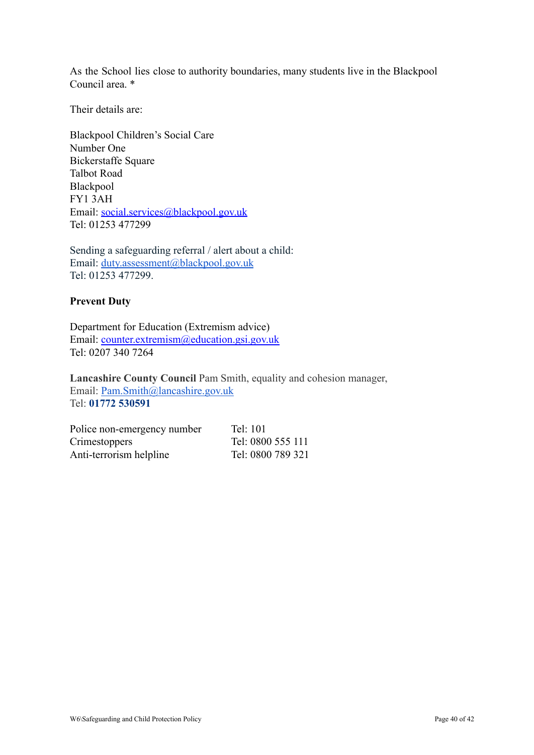As the School lies close to authority boundaries, many students live in the Blackpool Council area. *

Their details are:

Blackpool Children's Social Care
Number One
Bickerstaffe Square
Talbot Road
Blackpool
FY1 3AH
Email: social.services@blackpool.gov.uk
Tel: 01253 477299

Sending a safeguarding referral / alert about a child:
Email: duty.assessment@blackpool.gov.uk
Tel: 01253 477299.

**Prevent Duty**

Department for Education (Extremism advice)
Email: counter.extremism@education.gsi.gov.uk
Tel: 0207 340 7264

**Lancashire County Council** Pam Smith, equality and cohesion manager,
Email: Pam.Smith@lancashire.gov.uk
Tel: **01772 530591**

| | |
|---|---|
| Police non-emergency number | Tel: 101 |
| Crimestoppers | Tel: 0800 555 111 |
| Anti-terrorism helpline | Tel: 0800 789 321 |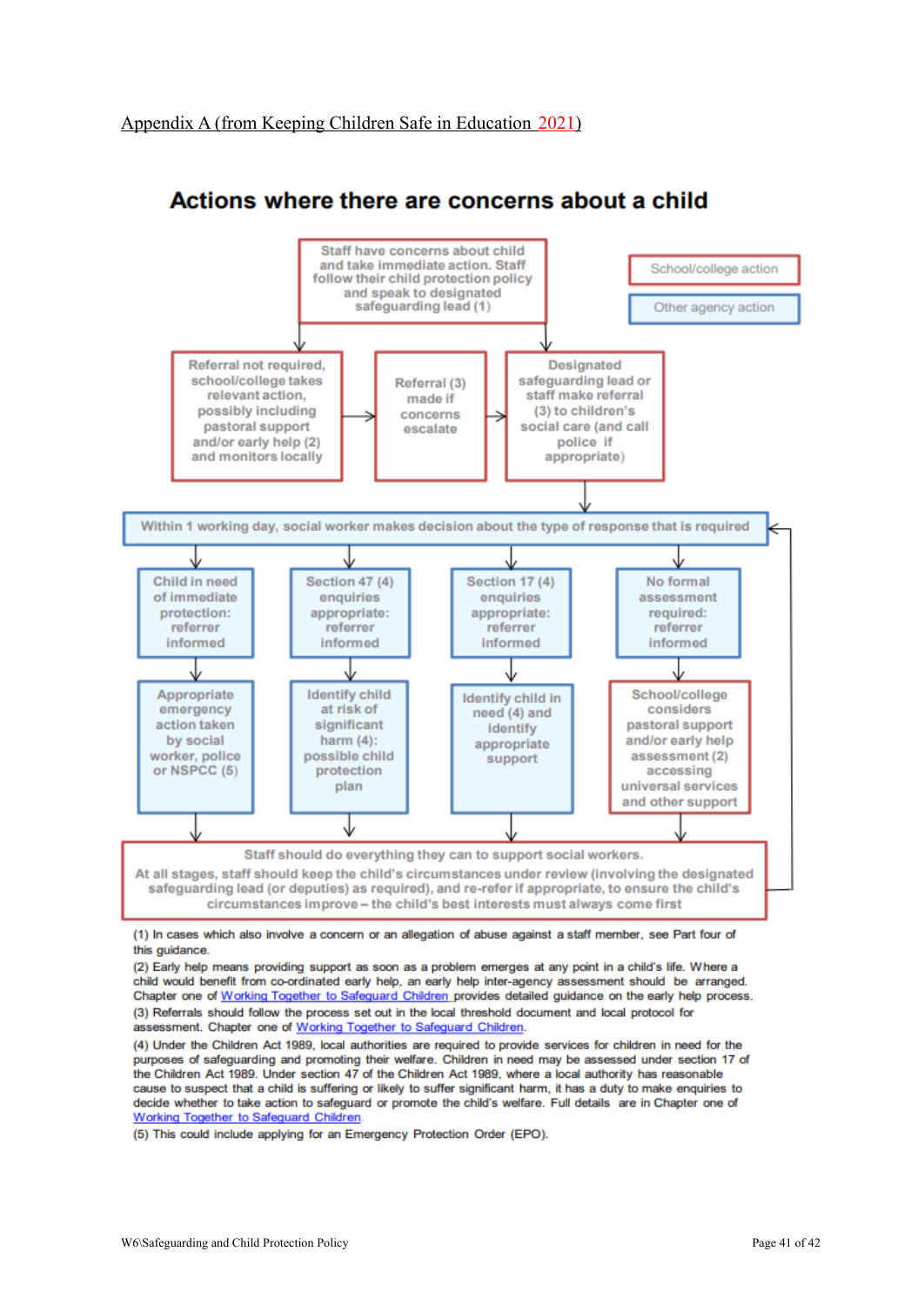Appendix A (from Keeping Children Safe in Education 2021)

## Actions where there are concerns about a child

School/college action

Other agency action

Staff have concerns about child and take immediate action. Staff follow their child protection policy and speak to designated safeguarding lead (1)

Referral not required, school/college takes relevant action, possibly including pastoral support and/or early help (2) and monitors locally

Referral (3) made if concerns escalate

Designated safeguarding lead or staff make referral (3) to children's social care (and call police if appropriate)

Within 1 working day, social worker makes decision about the type of response that is required

Child in need of immediate protection: referrer informed

Appropriate emergency action taken by social worker, police or NSPCC (5)

Section 47 (4) enquiries appropriate: referrer informed

Identify child at risk of significant harm (4): possible child protection plan

Section 17 (4) enquiries appropriate: referrer informed

Identify child in need (4) and identify appropriate support

No formal assessment required: referrer informed

School/college considers pastoral support and/or early help assessment (2) accessing universal services and other support

Staff should do everything they can to support social workers.
At all stages, staff should keep the child's circumstances under review (involving the designated safeguarding lead (or deputies) as required), and re-refer if appropriate, to ensure the child's circumstances improve – the child's best interests must always come first

(1) In cases which also involve a concern or an allegation of abuse against a staff member, see Part four of this guidance.

(2) Early help means providing support as soon as a problem emerges at any point in a child's life. Where a child would benefit from co-ordinated early help, an early help inter-agency assessment should be arranged. Chapter one of Working Together to Safeguard Children provides detailed guidance on the early help process.

(3) Referrals should follow the process set out in the local threshold document and local protocol for assessment. Chapter one of Working Together to Safeguard Children.

(4) Under the Children Act 1989, local authorities are required to provide services for children in need for the purposes of safeguarding and promoting their welfare. Children in need may be assessed under section 17 of the Children Act 1989. Under section 47 of the Children Act 1989, where a local authority has reasonable cause to suspect that a child is suffering or likely to suffer significant harm, it has a duty to make enquiries to decide whether to take action to safeguard or promote the child's welfare. Full details are in Chapter one of Working Together to Safeguard Children.

(5) This could include applying for an Emergency Protection Order (EPO).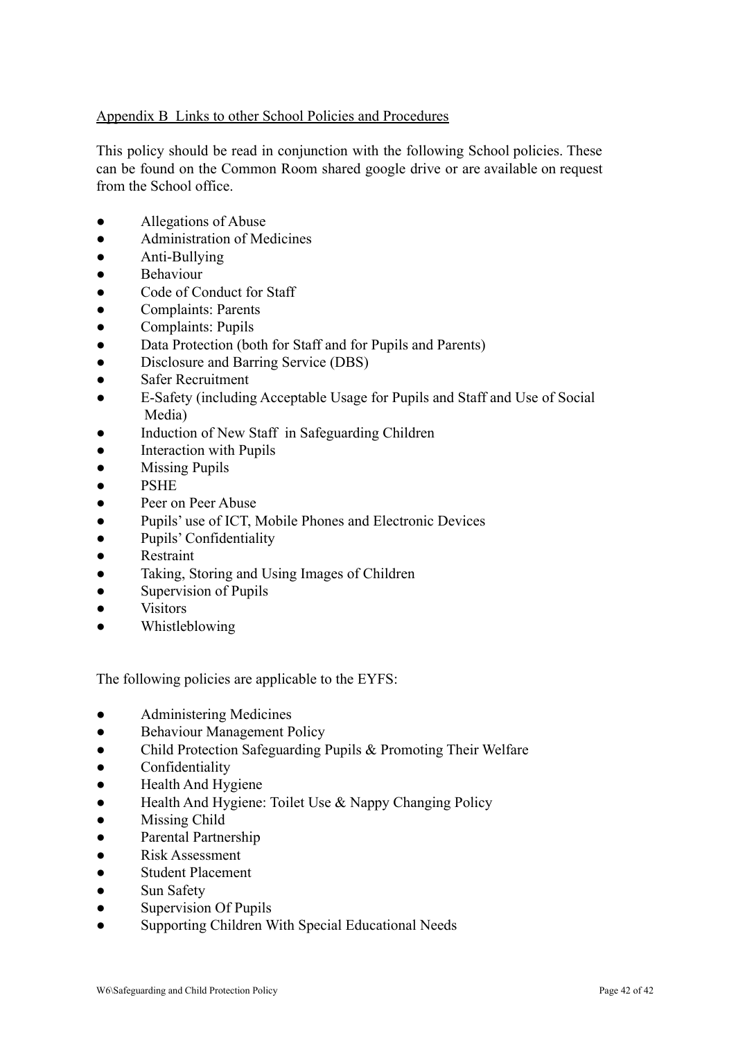Appendix B  Links to other School Policies and Procedures

This policy should be read in conjunction with the following School policies. These can be found on the Common Room shared google drive or are available on request from the School office.

- Allegations of Abuse
- Administration of Medicines
- Anti-Bullying
- Behaviour
- Code of Conduct for Staff
- Complaints: Parents
- Complaints: Pupils
- Data Protection (both for Staff and for Pupils and Parents)
- Disclosure and Barring Service (DBS)
- Safer Recruitment
- E-Safety (including Acceptable Usage for Pupils and Staff and Use of Social Media)
- Induction of New Staff in Safeguarding Children
- Interaction with Pupils
- Missing Pupils
- PSHE
- Peer on Peer Abuse
- Pupils' use of ICT, Mobile Phones and Electronic Devices
- Pupils' Confidentiality
- Restraint
- Taking, Storing and Using Images of Children
- Supervision of Pupils
- Visitors
- Whistleblowing

The following policies are applicable to the EYFS:

- Administering Medicines
- Behaviour Management Policy
- Child Protection Safeguarding Pupils & Promoting Their Welfare
- Confidentiality
- Health And Hygiene
- Health And Hygiene: Toilet Use & Nappy Changing Policy
- Missing Child
- Parental Partnership
- Risk Assessment
- Student Placement
- Sun Safety
- Supervision Of Pupils
- Supporting Children With Special Educational Needs